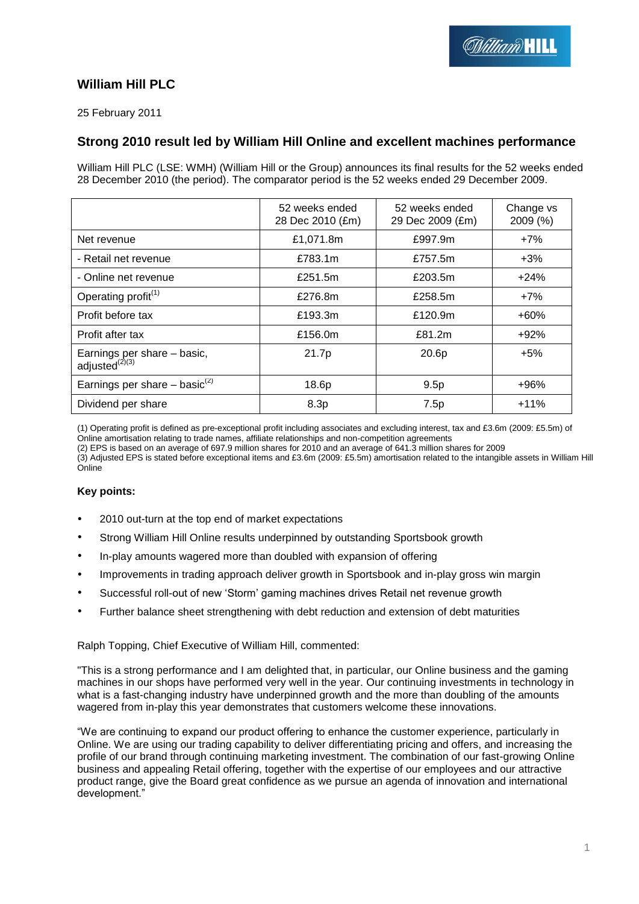# William Hill PLC

25 February 2011

## Strong 2010 result led by William Hill Online and excellent machines performance

William Hill PLC (LSE: WMH) (William Hill or the Group) announces its final results for the 52 weeks ended 28 December 2010 (the period). The comparator period is the 52 weeks ended 29 December 2009.

| | 52 weeks ended 28 Dec 2010 (£m) | 52 weeks ended 29 Dec 2009 (£m) | Change vs 2009 (%) |
|---|---|---|---|
| Net revenue | £1,071.8m | £997.9m | +7% |
| - Retail net revenue | £783.1m | £757.5m | +3% |
| - Online net revenue | £251.5m | £203.5m | +24% |
| Operating profit(1) | £276.8m | £258.5m | +7% |
| Profit before tax | £193.3m | £120.9m | +60% |
| Profit after tax | £156.0m | £81.2m | +92% |
| Earnings per share – basic, adjusted(2)(3) | 21.7p | 20.6p | +5% |
| Earnings per share – basic(2) | 18.6p | 9.5p | +96% |
| Dividend per share | 8.3p | 7.5p | +11% |

(1) Operating profit is defined as pre-exceptional profit including associates and excluding interest, tax and £3.6m (2009: £5.5m) of Online amortisation relating to trade names, affiliate relationships and non-competition agreements

(2) EPS is based on an average of 697.9 million shares for 2010 and an average of 641.3 million shares for 2009

(3) Adjusted EPS is stated before exceptional items and £3.6m (2009: £5.5m) amortisation related to the intangible assets in William Hill Online

**Key points:**

- 2010 out-turn at the top end of market expectations
- Strong William Hill Online results underpinned by outstanding Sportsbook growth
- In-play amounts wagered more than doubled with expansion of offering
- Improvements in trading approach deliver growth in Sportsbook and in-play gross win margin
- Successful roll-out of new 'Storm' gaming machines drives Retail net revenue growth
- Further balance sheet strengthening with debt reduction and extension of debt maturities

Ralph Topping, Chief Executive of William Hill, commented:

"This is a strong performance and I am delighted that, in particular, our Online business and the gaming machines in our shops have performed very well in the year. Our continuing investments in technology in what is a fast-changing industry have underpinned growth and the more than doubling of the amounts wagered from in-play this year demonstrates that customers welcome these innovations.

"We are continuing to expand our product offering to enhance the customer experience, particularly in Online. We are using our trading capability to deliver differentiating pricing and offers, and increasing the profile of our brand through continuing marketing investment. The combination of our fast-growing Online business and appealing Retail offering, together with the expertise of our employees and our attractive product range, give the Board great confidence as we pursue an agenda of innovation and international development."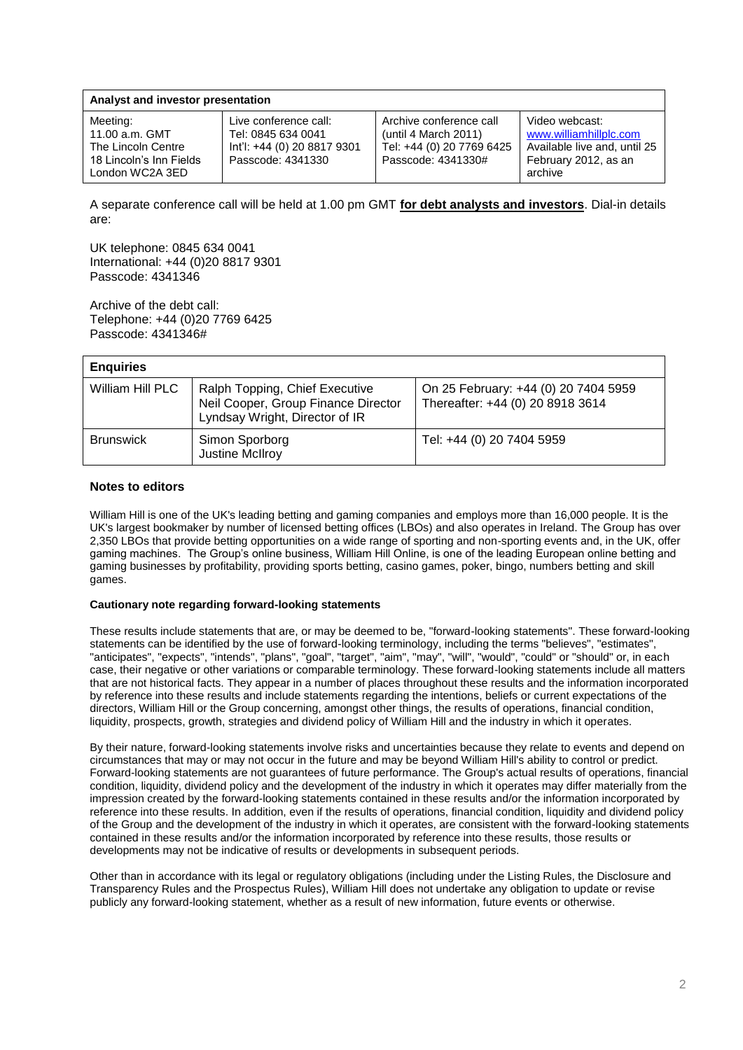| Analyst and investor presentation | | | |
|---|---|---|---|
| Meeting:<br>11.00 a.m. GMT<br>The Lincoln Centre<br>18 Lincoln's Inn Fields<br>London WC2A 3ED | Live conference call:<br>Tel: 0845 634 0041<br>Int'l: +44 (0) 20 8817 9301<br>Passcode: 4341330 | Archive conference call<br>(until 4 March 2011)<br>Tel: +44 (0) 20 7769 6425<br>Passcode: 4341330# | Video webcast:<br>www.williamhillplc.com<br>Available live and, until 25 February 2012, as an archive |

A separate conference call will be held at 1.00 pm GMT **for debt analysts and investors**. Dial-in details are:

UK telephone: 0845 634 0041
International: +44 (0)20 8817 9301
Passcode: 4341346

Archive of the debt call:
Telephone: +44 (0)20 7769 6425
Passcode: 4341346#

| Enquiries | | |
|---|---|---|
| William Hill PLC | Ralph Topping, Chief Executive<br>Neil Cooper, Group Finance Director<br>Lyndsay Wright, Director of IR | On 25 February: +44 (0) 20 7404 5959<br>Thereafter: +44 (0) 20 8918 3614 |
| Brunswick | Simon Sporborg<br>Justine McIlroy | Tel: +44 (0) 20 7404 5959 |

### Notes to editors

William Hill is one of the UK's leading betting and gaming companies and employs more than 16,000 people. It is the UK's largest bookmaker by number of licensed betting offices (LBOs) and also operates in Ireland. The Group has over 2,350 LBOs that provide betting opportunities on a wide range of sporting and non-sporting events and, in the UK, offer gaming machines. The Group's online business, William Hill Online, is one of the leading European online betting and gaming businesses by profitability, providing sports betting, casino games, poker, bingo, numbers betting and skill games.

**Cautionary note regarding forward-looking statements**

These results include statements that are, or may be deemed to be, "forward-looking statements". These forward-looking statements can be identified by the use of forward-looking terminology, including the terms "believes", "estimates", "anticipates", "expects", "intends", "plans", "goal", "target", "aim", "may", "will", "would", "could" or "should" or, in each case, their negative or other variations or comparable terminology. These forward-looking statements include all matters that are not historical facts. They appear in a number of places throughout these results and the information incorporated by reference into these results and include statements regarding the intentions, beliefs or current expectations of the directors, William Hill or the Group concerning, amongst other things, the results of operations, financial condition, liquidity, prospects, growth, strategies and dividend policy of William Hill and the industry in which it operates.

By their nature, forward-looking statements involve risks and uncertainties because they relate to events and depend on circumstances that may or may not occur in the future and may be beyond William Hill's ability to control or predict. Forward-looking statements are not guarantees of future performance. The Group's actual results of operations, financial condition, liquidity, dividend policy and the development of the industry in which it operates may differ materially from the impression created by the forward-looking statements contained in these results and/or the information incorporated by reference into these results. In addition, even if the results of operations, financial condition, liquidity and dividend policy of the Group and the development of the industry in which it operates, are consistent with the forward-looking statements contained in these results and/or the information incorporated by reference into these results, those results or developments may not be indicative of results or developments in subsequent periods.

Other than in accordance with its legal or regulatory obligations (including under the Listing Rules, the Disclosure and Transparency Rules and the Prospectus Rules), William Hill does not undertake any obligation to update or revise publicly any forward-looking statement, whether as a result of new information, future events or otherwise.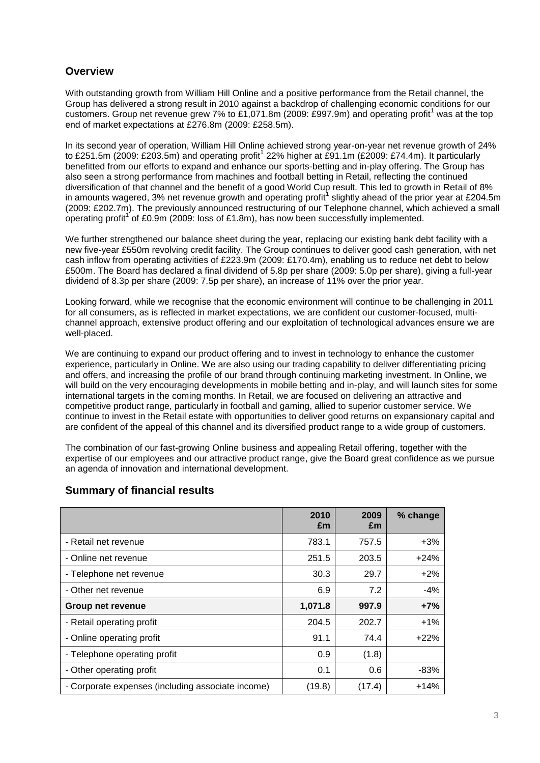## Overview

With outstanding growth from William Hill Online and a positive performance from the Retail channel, the Group has delivered a strong result in 2010 against a backdrop of challenging economic conditions for our customers. Group net revenue grew 7% to £1,071.8m (2009: £997.9m) and operating profit[1] was at the top end of market expectations at £276.8m (2009: £258.5m).

In its second year of operation, William Hill Online achieved strong year-on-year net revenue growth of 24% to £251.5m (2009: £203.5m) and operating profit[1] 22% higher at £91.1m (£2009: £74.4m). It particularly benefitted from our efforts to expand and enhance our sports-betting and in-play offering. The Group has also seen a strong performance from machines and football betting in Retail, reflecting the continued diversification of that channel and the benefit of a good World Cup result. This led to growth in Retail of 8% in amounts wagered, 3% net revenue growth and operating profit[1] slightly ahead of the prior year at £204.5m (2009: £202.7m). The previously announced restructuring of our Telephone channel, which achieved a small operating profit[1] of £0.9m (2009: loss of £1.8m), has now been successfully implemented.

We further strengthened our balance sheet during the year, replacing our existing bank debt facility with a new five-year £550m revolving credit facility. The Group continues to deliver good cash generation, with net cash inflow from operating activities of £223.9m (2009: £170.4m), enabling us to reduce net debt to below £500m. The Board has declared a final dividend of 5.8p per share (2009: 5.0p per share), giving a full-year dividend of 8.3p per share (2009: 7.5p per share), an increase of 11% over the prior year.

Looking forward, while we recognise that the economic environment will continue to be challenging in 2011 for all consumers, as is reflected in market expectations, we are confident our customer-focused, multi-channel approach, extensive product offering and our exploitation of technological advances ensure we are well-placed.

We are continuing to expand our product offering and to invest in technology to enhance the customer experience, particularly in Online. We are also using our trading capability to deliver differentiating pricing and offers, and increasing the profile of our brand through continuing marketing investment. In Online, we will build on the very encouraging developments in mobile betting and in-play, and will launch sites for some international targets in the coming months. In Retail, we are focused on delivering an attractive and competitive product range, particularly in football and gaming, allied to superior customer service. We continue to invest in the Retail estate with opportunities to deliver good returns on expansionary capital and are confident of the appeal of this channel and its diversified product range to a wide group of customers.

The combination of our fast-growing Online business and appealing Retail offering, together with the expertise of our employees and our attractive product range, give the Board great confidence as we pursue an agenda of innovation and international development.

## Summary of financial results

| | 2010 £m | 2009 £m | % change |
|---|---|---|---|
| - Retail net revenue | 783.1 | 757.5 | +3% |
| - Online net revenue | 251.5 | 203.5 | +24% |
| - Telephone net revenue | 30.3 | 29.7 | +2% |
| - Other net revenue | 6.9 | 7.2 | -4% |
| **Group net revenue** | **1,071.8** | **997.9** | **+7%** |
| - Retail operating profit | 204.5 | 202.7 | +1% |
| - Online operating profit | 91.1 | 74.4 | +22% |
| - Telephone operating profit | 0.9 | (1.8) | |
| - Other operating profit | 0.1 | 0.6 | -83% |
| - Corporate expenses (including associate income) | (19.8) | (17.4) | +14% |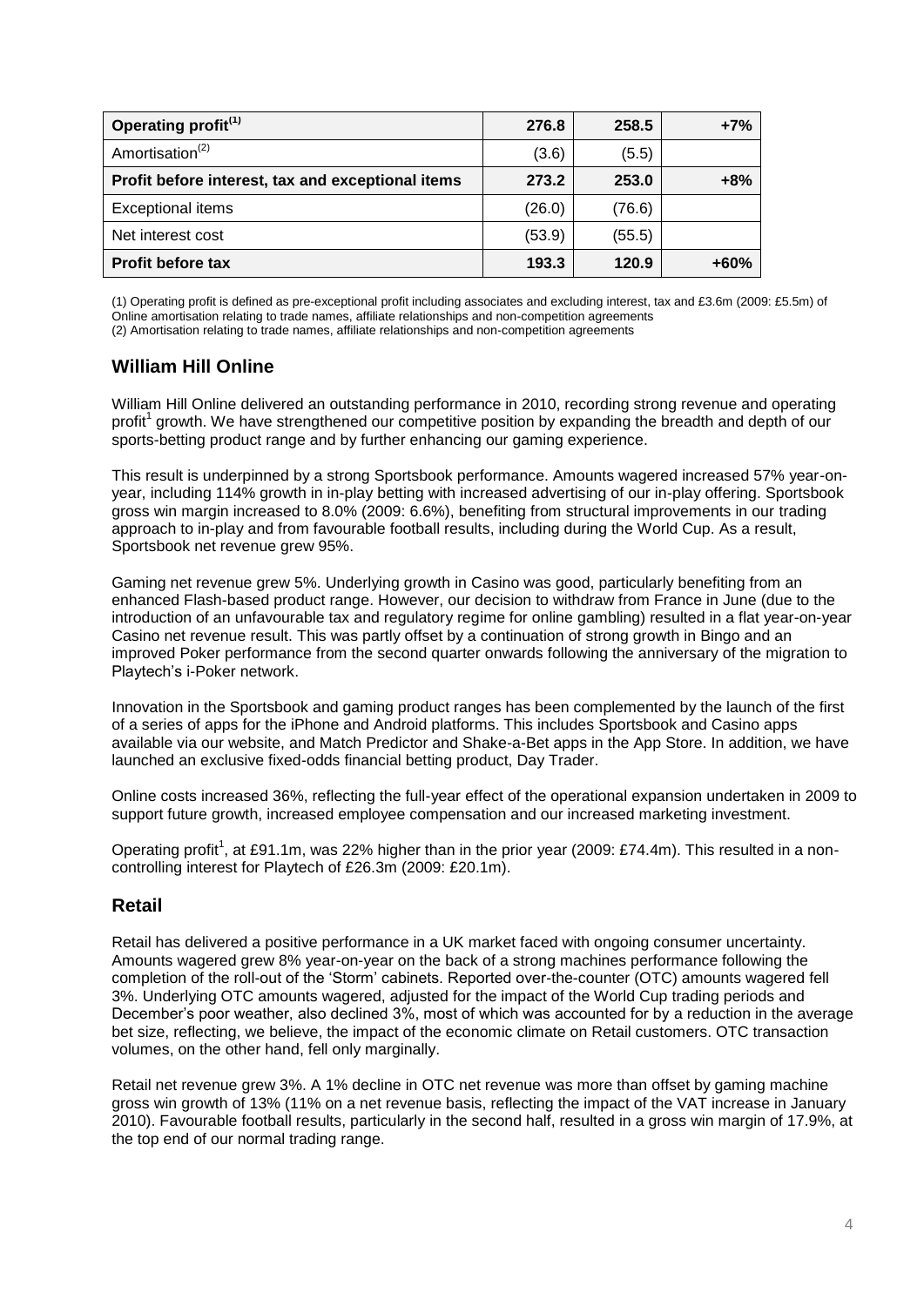| Operating profit[(1)] | 276.8 | 258.5 | +7% |
| --- | --- | --- | --- |
| Amortisation[(2)] | (3.6) | (5.5) | |
| **Profit before interest, tax and exceptional items** | **273.2** | **253.0** | **+8%** |
| Exceptional items | (26.0) | (76.6) | |
| Net interest cost | (53.9) | (55.5) | |
| **Profit before tax** | **193.3** | **120.9** | **+60%** |

(1) Operating profit is defined as pre-exceptional profit including associates and excluding interest, tax and £3.6m (2009: £5.5m) of Online amortisation relating to trade names, affiliate relationships and non-competition agreements
(2) Amortisation relating to trade names, affiliate relationships and non-competition agreements

## William Hill Online

William Hill Online delivered an outstanding performance in 2010, recording strong revenue and operating profit[1] growth. We have strengthened our competitive position by expanding the breadth and depth of our sports-betting product range and by further enhancing our gaming experience.

This result is underpinned by a strong Sportsbook performance. Amounts wagered increased 57% year-on-year, including 114% growth in in-play betting with increased advertising of our in-play offering. Sportsbook gross win margin increased to 8.0% (2009: 6.6%), benefiting from structural improvements in our trading approach to in-play and from favourable football results, including during the World Cup. As a result, Sportsbook net revenue grew 95%.

Gaming net revenue grew 5%. Underlying growth in Casino was good, particularly benefiting from an enhanced Flash-based product range. However, our decision to withdraw from France in June (due to the introduction of an unfavourable tax and regulatory regime for online gambling) resulted in a flat year-on-year Casino net revenue result. This was partly offset by a continuation of strong growth in Bingo and an improved Poker performance from the second quarter onwards following the anniversary of the migration to Playtech's i-Poker network.

Innovation in the Sportsbook and gaming product ranges has been complemented by the launch of the first of a series of apps for the iPhone and Android platforms. This includes Sportsbook and Casino apps available via our website, and Match Predictor and Shake-a-Bet apps in the App Store. In addition, we have launched an exclusive fixed-odds financial betting product, Day Trader.

Online costs increased 36%, reflecting the full-year effect of the operational expansion undertaken in 2009 to support future growth, increased employee compensation and our increased marketing investment.

Operating profit[1], at £91.1m, was 22% higher than in the prior year (2009: £74.4m). This resulted in a non-controlling interest for Playtech of £26.3m (2009: £20.1m).

## Retail

Retail has delivered a positive performance in a UK market faced with ongoing consumer uncertainty. Amounts wagered grew 8% year-on-year on the back of a strong machines performance following the completion of the roll-out of the 'Storm' cabinets. Reported over-the-counter (OTC) amounts wagered fell 3%. Underlying OTC amounts wagered, adjusted for the impact of the World Cup trading periods and December's poor weather, also declined 3%, most of which was accounted for by a reduction in the average bet size, reflecting, we believe, the impact of the economic climate on Retail customers. OTC transaction volumes, on the other hand, fell only marginally.

Retail net revenue grew 3%. A 1% decline in OTC net revenue was more than offset by gaming machine gross win growth of 13% (11% on a net revenue basis, reflecting the impact of the VAT increase in January 2010). Favourable football results, particularly in the second half, resulted in a gross win margin of 17.9%, at the top end of our normal trading range.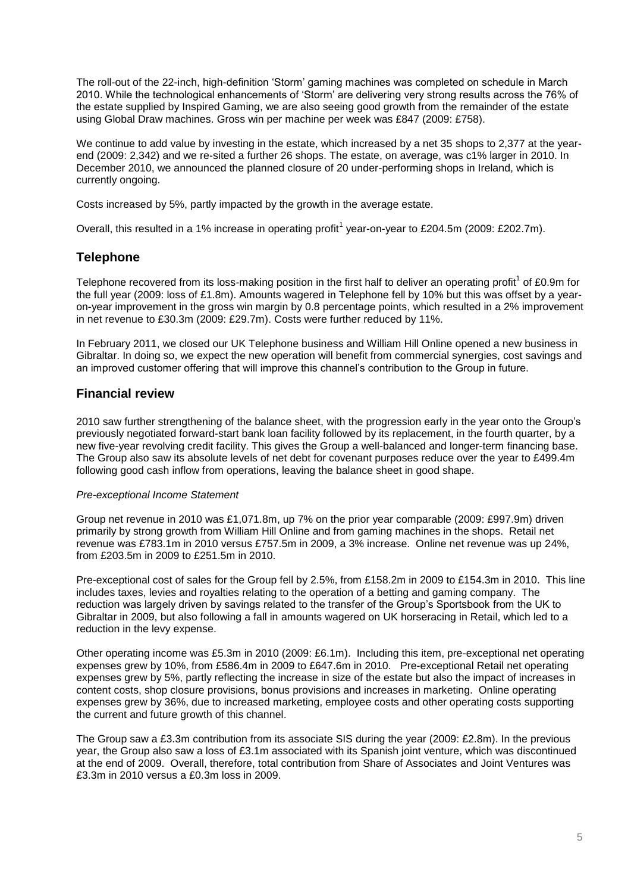The roll-out of the 22-inch, high-definition 'Storm' gaming machines was completed on schedule in March 2010. While the technological enhancements of 'Storm' are delivering very strong results across the 76% of the estate supplied by Inspired Gaming, we are also seeing good growth from the remainder of the estate using Global Draw machines. Gross win per machine per week was £847 (2009: £758).

We continue to add value by investing in the estate, which increased by a net 35 shops to 2,377 at the year-end (2009: 2,342) and we re-sited a further 26 shops. The estate, on average, was c1% larger in 2010. In December 2010, we announced the planned closure of 20 under-performing shops in Ireland, which is currently ongoing.

Costs increased by 5%, partly impacted by the growth in the average estate.

Overall, this resulted in a 1% increase in operating profit[1] year-on-year to £204.5m (2009: £202.7m).

## Telephone

Telephone recovered from its loss-making position in the first half to deliver an operating profit[1] of £0.9m for the full year (2009: loss of £1.8m). Amounts wagered in Telephone fell by 10% but this was offset by a year-on-year improvement in the gross win margin by 0.8 percentage points, which resulted in a 2% improvement in net revenue to £30.3m (2009: £29.7m). Costs were further reduced by 11%.

In February 2011, we closed our UK Telephone business and William Hill Online opened a new business in Gibraltar. In doing so, we expect the new operation will benefit from commercial synergies, cost savings and an improved customer offering that will improve this channel's contribution to the Group in future.

## Financial review

2010 saw further strengthening of the balance sheet, with the progression early in the year onto the Group's previously negotiated forward-start bank loan facility followed by its replacement, in the fourth quarter, by a new five-year revolving credit facility. This gives the Group a well-balanced and longer-term financing base. The Group also saw its absolute levels of net debt for covenant purposes reduce over the year to £499.4m following good cash inflow from operations, leaving the balance sheet in good shape.

*Pre-exceptional Income Statement*

Group net revenue in 2010 was £1,071.8m, up 7% on the prior year comparable (2009: £997.9m) driven primarily by strong growth from William Hill Online and from gaming machines in the shops. Retail net revenue was £783.1m in 2010 versus £757.5m in 2009, a 3% increase. Online net revenue was up 24%, from £203.5m in 2009 to £251.5m in 2010.

Pre-exceptional cost of sales for the Group fell by 2.5%, from £158.2m in 2009 to £154.3m in 2010. This line includes taxes, levies and royalties relating to the operation of a betting and gaming company. The reduction was largely driven by savings related to the transfer of the Group's Sportsbook from the UK to Gibraltar in 2009, but also following a fall in amounts wagered on UK horseracing in Retail, which led to a reduction in the levy expense.

Other operating income was £5.3m in 2010 (2009: £6.1m). Including this item, pre-exceptional net operating expenses grew by 10%, from £586.4m in 2009 to £647.6m in 2010. Pre-exceptional Retail net operating expenses grew by 5%, partly reflecting the increase in size of the estate but also the impact of increases in content costs, shop closure provisions, bonus provisions and increases in marketing. Online operating expenses grew by 36%, due to increased marketing, employee costs and other operating costs supporting the current and future growth of this channel.

The Group saw a £3.3m contribution from its associate SIS during the year (2009: £2.8m). In the previous year, the Group also saw a loss of £3.1m associated with its Spanish joint venture, which was discontinued at the end of 2009. Overall, therefore, total contribution from Share of Associates and Joint Ventures was £3.3m in 2010 versus a £0.3m loss in 2009.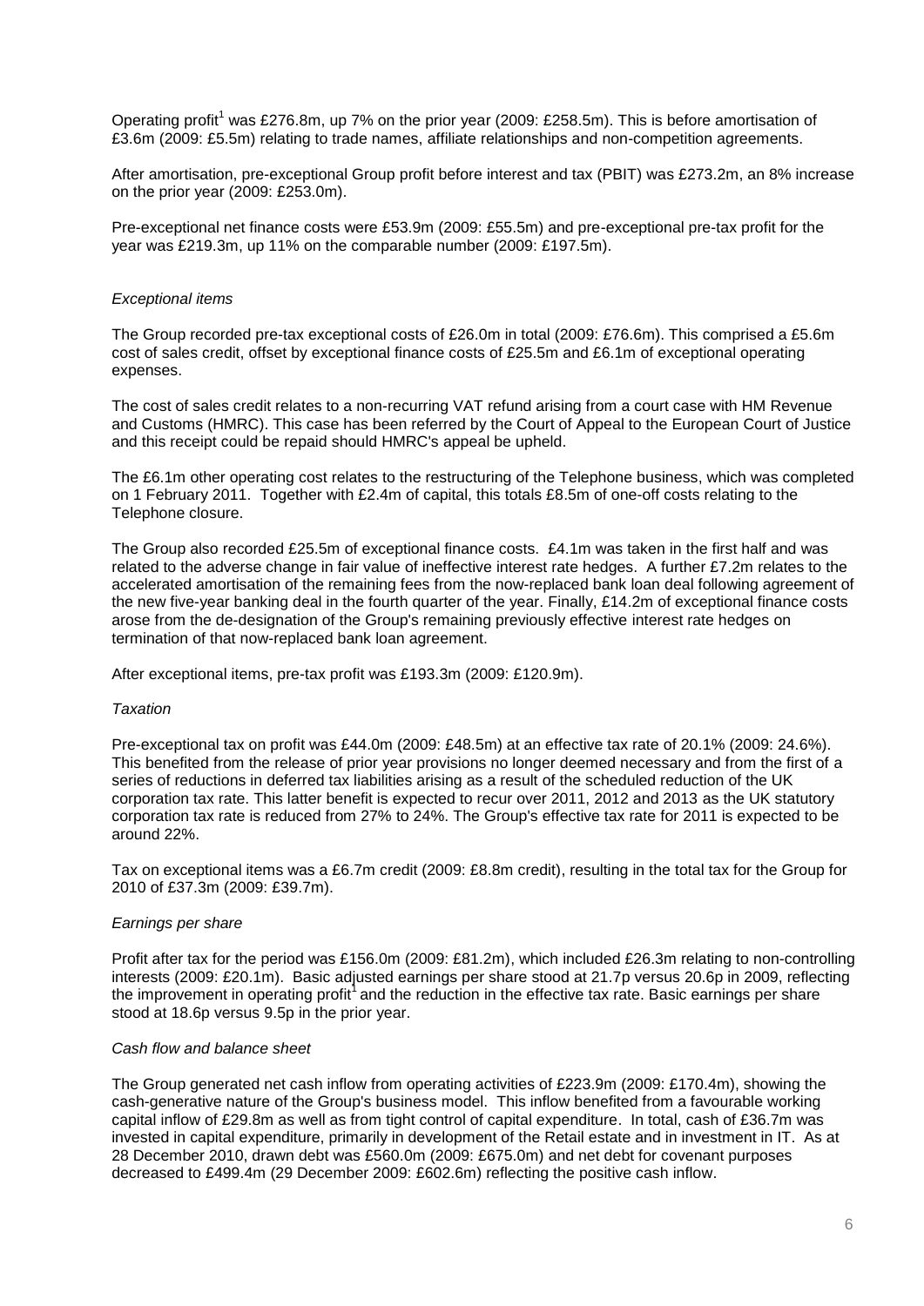Operating profit[1] was £276.8m, up 7% on the prior year (2009: £258.5m). This is before amortisation of £3.6m (2009: £5.5m) relating to trade names, affiliate relationships and non-competition agreements.

After amortisation, pre-exceptional Group profit before interest and tax (PBIT) was £273.2m, an 8% increase on the prior year (2009: £253.0m).

Pre-exceptional net finance costs were £53.9m (2009: £55.5m) and pre-exceptional pre-tax profit for the year was £219.3m, up 11% on the comparable number (2009: £197.5m).

*Exceptional items*

The Group recorded pre-tax exceptional costs of £26.0m in total (2009: £76.6m). This comprised a £5.6m cost of sales credit, offset by exceptional finance costs of £25.5m and £6.1m of exceptional operating expenses.

The cost of sales credit relates to a non-recurring VAT refund arising from a court case with HM Revenue and Customs (HMRC). This case has been referred by the Court of Appeal to the European Court of Justice and this receipt could be repaid should HMRC's appeal be upheld.

The £6.1m other operating cost relates to the restructuring of the Telephone business, which was completed on 1 February 2011. Together with £2.4m of capital, this totals £8.5m of one-off costs relating to the Telephone closure.

The Group also recorded £25.5m of exceptional finance costs. £4.1m was taken in the first half and was related to the adverse change in fair value of ineffective interest rate hedges. A further £7.2m relates to the accelerated amortisation of the remaining fees from the now-replaced bank loan deal following agreement of the new five-year banking deal in the fourth quarter of the year. Finally, £14.2m of exceptional finance costs arose from the de-designation of the Group's remaining previously effective interest rate hedges on termination of that now-replaced bank loan agreement.

After exceptional items, pre-tax profit was £193.3m (2009: £120.9m).

*Taxation*

Pre-exceptional tax on profit was £44.0m (2009: £48.5m) at an effective tax rate of 20.1% (2009: 24.6%). This benefited from the release of prior year provisions no longer deemed necessary and from the first of a series of reductions in deferred tax liabilities arising as a result of the scheduled reduction of the UK corporation tax rate. This latter benefit is expected to recur over 2011, 2012 and 2013 as the UK statutory corporation tax rate is reduced from 27% to 24%. The Group's effective tax rate for 2011 is expected to be around 22%.

Tax on exceptional items was a £6.7m credit (2009: £8.8m credit), resulting in the total tax for the Group for 2010 of £37.3m (2009: £39.7m).

*Earnings per share*

Profit after tax for the period was £156.0m (2009: £81.2m), which included £26.3m relating to non-controlling interests (2009: £20.1m). Basic adjusted earnings per share stood at 21.7p versus 20.6p in 2009, reflecting the improvement in operating profit[1] and the reduction in the effective tax rate. Basic earnings per share stood at 18.6p versus 9.5p in the prior year.

*Cash flow and balance sheet*

The Group generated net cash inflow from operating activities of £223.9m (2009: £170.4m), showing the cash-generative nature of the Group's business model. This inflow benefited from a favourable working capital inflow of £29.8m as well as from tight control of capital expenditure. In total, cash of £36.7m was invested in capital expenditure, primarily in development of the Retail estate and in investment in IT. As at 28 December 2010, drawn debt was £560.0m (2009: £675.0m) and net debt for covenant purposes decreased to £499.4m (29 December 2009: £602.6m) reflecting the positive cash inflow.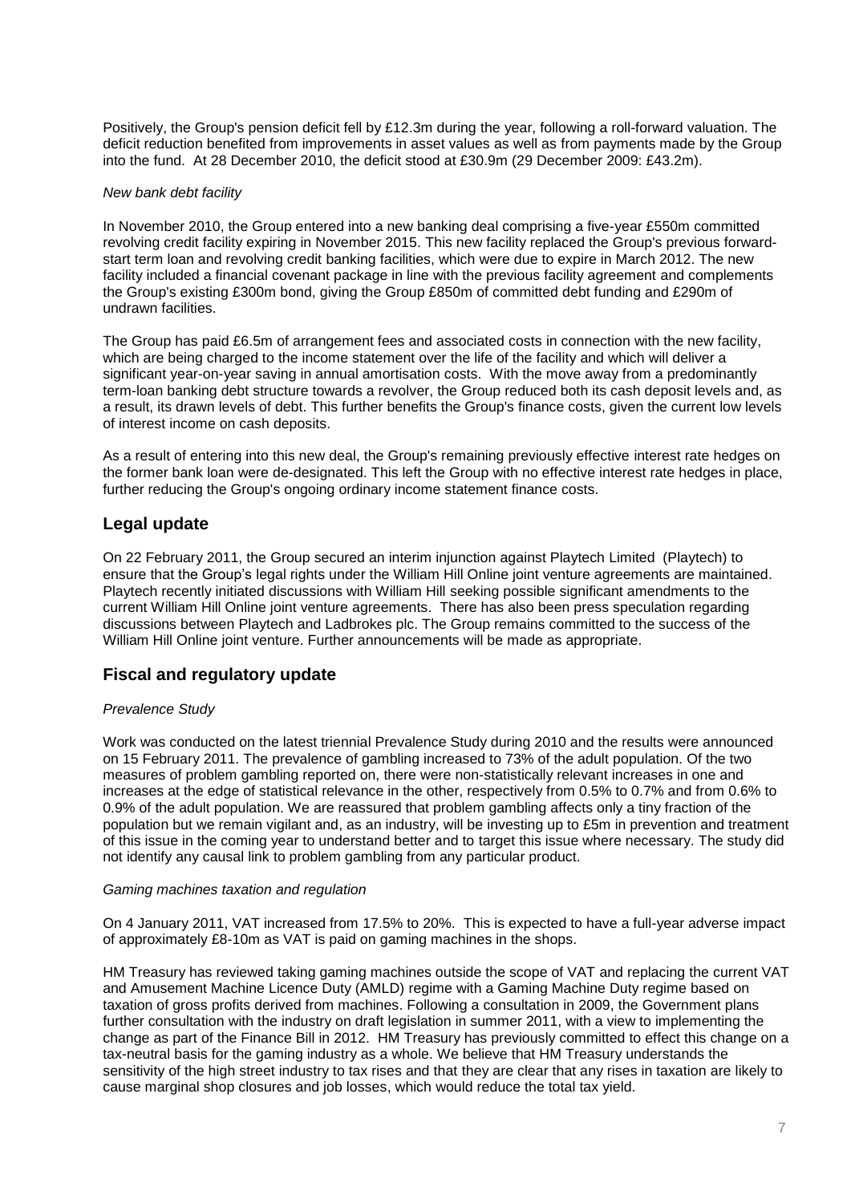Positively, the Group's pension deficit fell by £12.3m during the year, following a roll-forward valuation. The deficit reduction benefited from improvements in asset values as well as from payments made by the Group into the fund. At 28 December 2010, the deficit stood at £30.9m (29 December 2009: £43.2m).

*New bank debt facility*

In November 2010, the Group entered into a new banking deal comprising a five-year £550m committed revolving credit facility expiring in November 2015. This new facility replaced the Group's previous forward-start term loan and revolving credit banking facilities, which were due to expire in March 2012. The new facility included a financial covenant package in line with the previous facility agreement and complements the Group's existing £300m bond, giving the Group £850m of committed debt funding and £290m of undrawn facilities.

The Group has paid £6.5m of arrangement fees and associated costs in connection with the new facility, which are being charged to the income statement over the life of the facility and which will deliver a significant year-on-year saving in annual amortisation costs. With the move away from a predominantly term-loan banking debt structure towards a revolver, the Group reduced both its cash deposit levels and, as a result, its drawn levels of debt. This further benefits the Group's finance costs, given the current low levels of interest income on cash deposits.

As a result of entering into this new deal, the Group's remaining previously effective interest rate hedges on the former bank loan were de-designated. This left the Group with no effective interest rate hedges in place, further reducing the Group's ongoing ordinary income statement finance costs.

## Legal update

On 22 February 2011, the Group secured an interim injunction against Playtech Limited (Playtech) to ensure that the Group's legal rights under the William Hill Online joint venture agreements are maintained. Playtech recently initiated discussions with William Hill seeking possible significant amendments to the current William Hill Online joint venture agreements. There has also been press speculation regarding discussions between Playtech and Ladbrokes plc. The Group remains committed to the success of the William Hill Online joint venture. Further announcements will be made as appropriate.

## Fiscal and regulatory update

*Prevalence Study*

Work was conducted on the latest triennial Prevalence Study during 2010 and the results were announced on 15 February 2011. The prevalence of gambling increased to 73% of the adult population. Of the two measures of problem gambling reported on, there were non-statistically relevant increases in one and increases at the edge of statistical relevance in the other, respectively from 0.5% to 0.7% and from 0.6% to 0.9% of the adult population. We are reassured that problem gambling affects only a tiny fraction of the population but we remain vigilant and, as an industry, will be investing up to £5m in prevention and treatment of this issue in the coming year to understand better and to target this issue where necessary. The study did not identify any causal link to problem gambling from any particular product.

*Gaming machines taxation and regulation*

On 4 January 2011, VAT increased from 17.5% to 20%. This is expected to have a full-year adverse impact of approximately £8-10m as VAT is paid on gaming machines in the shops.

HM Treasury has reviewed taking gaming machines outside the scope of VAT and replacing the current VAT and Amusement Machine Licence Duty (AMLD) regime with a Gaming Machine Duty regime based on taxation of gross profits derived from machines. Following a consultation in 2009, the Government plans further consultation with the industry on draft legislation in summer 2011, with a view to implementing the change as part of the Finance Bill in 2012. HM Treasury has previously committed to effect this change on a tax-neutral basis for the gaming industry as a whole. We believe that HM Treasury understands the sensitivity of the high street industry to tax rises and that they are clear that any rises in taxation are likely to cause marginal shop closures and job losses, which would reduce the total tax yield.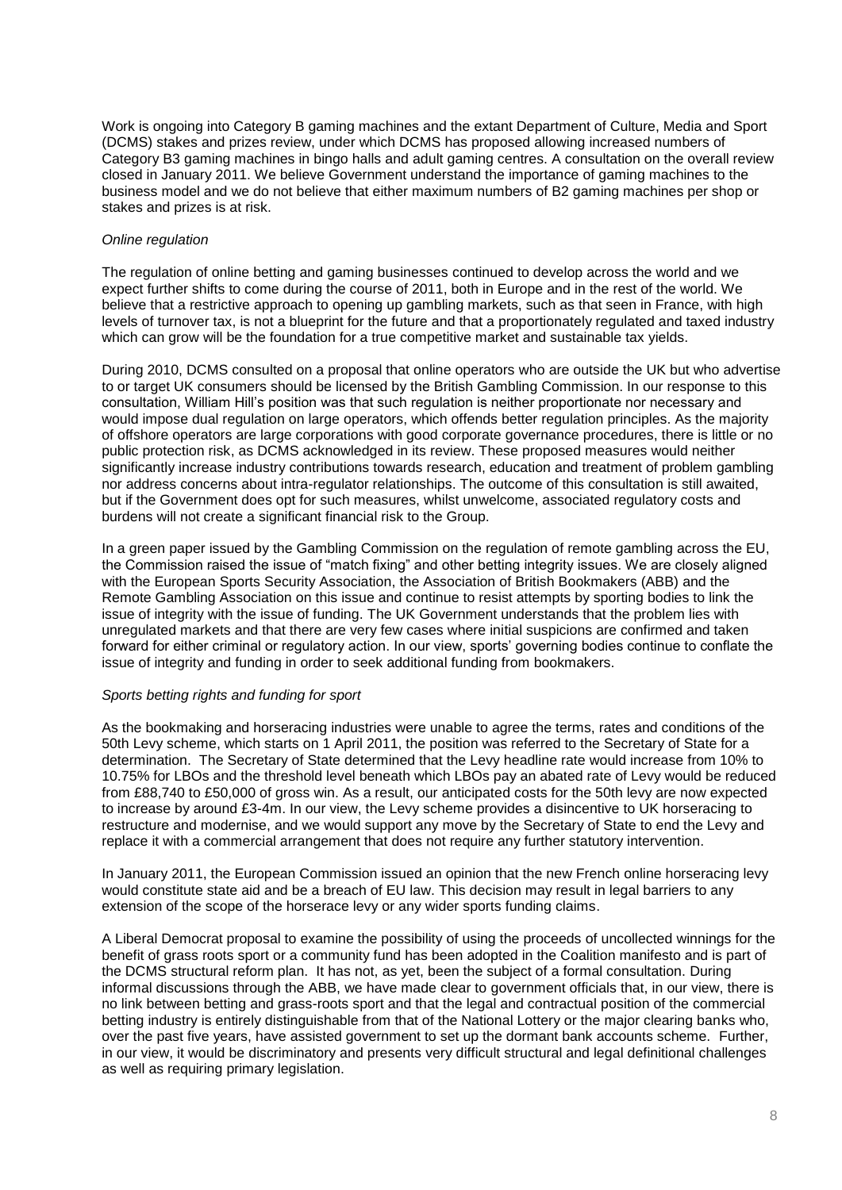Work is ongoing into Category B gaming machines and the extant Department of Culture, Media and Sport (DCMS) stakes and prizes review, under which DCMS has proposed allowing increased numbers of Category B3 gaming machines in bingo halls and adult gaming centres. A consultation on the overall review closed in January 2011. We believe Government understand the importance of gaming machines to the business model and we do not believe that either maximum numbers of B2 gaming machines per shop or stakes and prizes is at risk.

*Online regulation*

The regulation of online betting and gaming businesses continued to develop across the world and we expect further shifts to come during the course of 2011, both in Europe and in the rest of the world. We believe that a restrictive approach to opening up gambling markets, such as that seen in France, with high levels of turnover tax, is not a blueprint for the future and that a proportionately regulated and taxed industry which can grow will be the foundation for a true competitive market and sustainable tax yields.

During 2010, DCMS consulted on a proposal that online operators who are outside the UK but who advertise to or target UK consumers should be licensed by the British Gambling Commission. In our response to this consultation, William Hill's position was that such regulation is neither proportionate nor necessary and would impose dual regulation on large operators, which offends better regulation principles. As the majority of offshore operators are large corporations with good corporate governance procedures, there is little or no public protection risk, as DCMS acknowledged in its review. These proposed measures would neither significantly increase industry contributions towards research, education and treatment of problem gambling nor address concerns about intra-regulator relationships. The outcome of this consultation is still awaited, but if the Government does opt for such measures, whilst unwelcome, associated regulatory costs and burdens will not create a significant financial risk to the Group.

In a green paper issued by the Gambling Commission on the regulation of remote gambling across the EU, the Commission raised the issue of "match fixing" and other betting integrity issues. We are closely aligned with the European Sports Security Association, the Association of British Bookmakers (ABB) and the Remote Gambling Association on this issue and continue to resist attempts by sporting bodies to link the issue of integrity with the issue of funding. The UK Government understands that the problem lies with unregulated markets and that there are very few cases where initial suspicions are confirmed and taken forward for either criminal or regulatory action. In our view, sports' governing bodies continue to conflate the issue of integrity and funding in order to seek additional funding from bookmakers.

*Sports betting rights and funding for sport*

As the bookmaking and horseracing industries were unable to agree the terms, rates and conditions of the 50th Levy scheme, which starts on 1 April 2011, the position was referred to the Secretary of State for a determination. The Secretary of State determined that the Levy headline rate would increase from 10% to 10.75% for LBOs and the threshold level beneath which LBOs pay an abated rate of Levy would be reduced from £88,740 to £50,000 of gross win. As a result, our anticipated costs for the 50th levy are now expected to increase by around £3-4m. In our view, the Levy scheme provides a disincentive to UK horseracing to restructure and modernise, and we would support any move by the Secretary of State to end the Levy and replace it with a commercial arrangement that does not require any further statutory intervention.

In January 2011, the European Commission issued an opinion that the new French online horseracing levy would constitute state aid and be a breach of EU law. This decision may result in legal barriers to any extension of the scope of the horserace levy or any wider sports funding claims.

A Liberal Democrat proposal to examine the possibility of using the proceeds of uncollected winnings for the benefit of grass roots sport or a community fund has been adopted in the Coalition manifesto and is part of the DCMS structural reform plan. It has not, as yet, been the subject of a formal consultation. During informal discussions through the ABB, we have made clear to government officials that, in our view, there is no link between betting and grass-roots sport and that the legal and contractual position of the commercial betting industry is entirely distinguishable from that of the National Lottery or the major clearing banks who, over the past five years, have assisted government to set up the dormant bank accounts scheme. Further, in our view, it would be discriminatory and presents very difficult structural and legal definitional challenges as well as requiring primary legislation.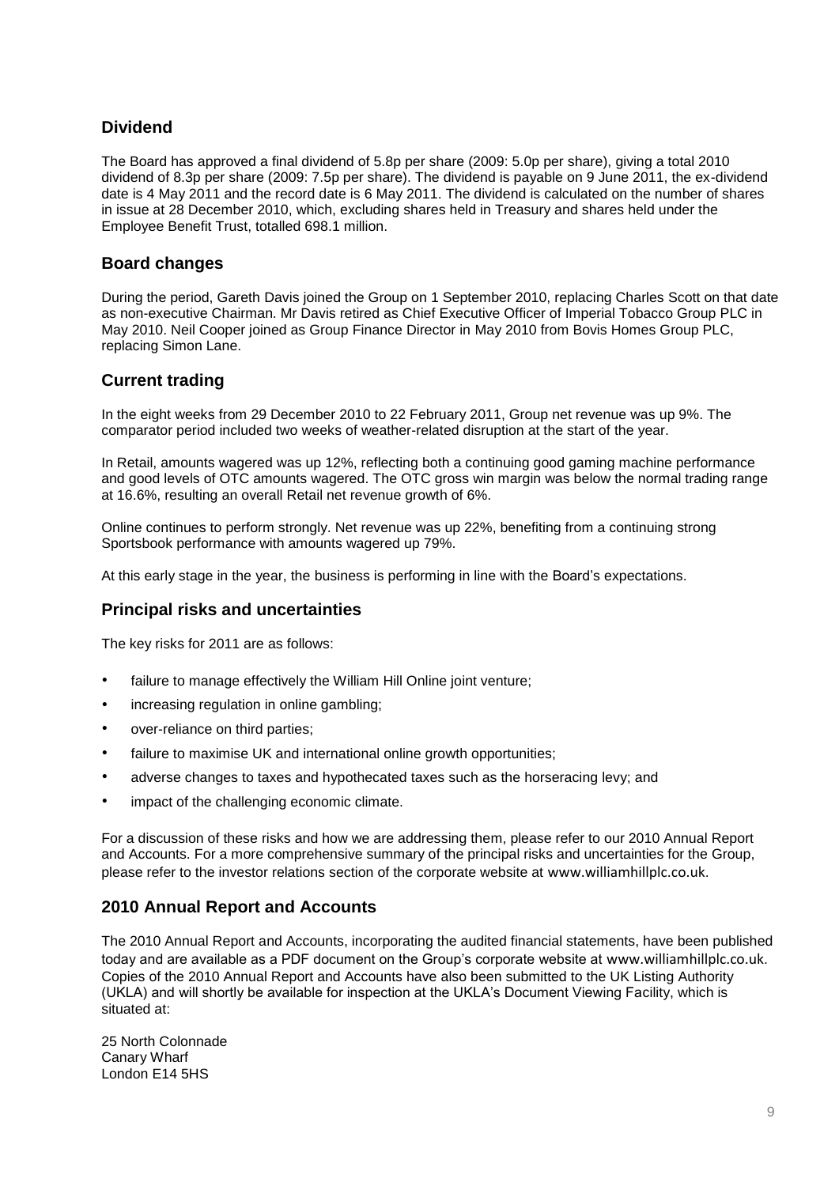## Dividend

The Board has approved a final dividend of 5.8p per share (2009: 5.0p per share), giving a total 2010 dividend of 8.3p per share (2009: 7.5p per share). The dividend is payable on 9 June 2011, the ex-dividend date is 4 May 2011 and the record date is 6 May 2011. The dividend is calculated on the number of shares in issue at 28 December 2010, which, excluding shares held in Treasury and shares held under the Employee Benefit Trust, totalled 698.1 million.

## Board changes

During the period, Gareth Davis joined the Group on 1 September 2010, replacing Charles Scott on that date as non-executive Chairman. Mr Davis retired as Chief Executive Officer of Imperial Tobacco Group PLC in May 2010. Neil Cooper joined as Group Finance Director in May 2010 from Bovis Homes Group PLC, replacing Simon Lane.

## Current trading

In the eight weeks from 29 December 2010 to 22 February 2011, Group net revenue was up 9%. The comparator period included two weeks of weather-related disruption at the start of the year.

In Retail, amounts wagered was up 12%, reflecting both a continuing good gaming machine performance and good levels of OTC amounts wagered. The OTC gross win margin was below the normal trading range at 16.6%, resulting an overall Retail net revenue growth of 6%.

Online continues to perform strongly. Net revenue was up 22%, benefiting from a continuing strong Sportsbook performance with amounts wagered up 79%.

At this early stage in the year, the business is performing in line with the Board's expectations.

## Principal risks and uncertainties

The key risks for 2011 are as follows:

- failure to manage effectively the William Hill Online joint venture;
- increasing regulation in online gambling;
- over-reliance on third parties;
- failure to maximise UK and international online growth opportunities;
- adverse changes to taxes and hypothecated taxes such as the horseracing levy; and
- impact of the challenging economic climate.

For a discussion of these risks and how we are addressing them, please refer to our 2010 Annual Report and Accounts. For a more comprehensive summary of the principal risks and uncertainties for the Group, please refer to the investor relations section of the corporate website at www.williamhillplc.co.uk.

## 2010 Annual Report and Accounts

The 2010 Annual Report and Accounts, incorporating the audited financial statements, have been published today and are available as a PDF document on the Group's corporate website at www.williamhillplc.co.uk. Copies of the 2010 Annual Report and Accounts have also been submitted to the UK Listing Authority (UKLA) and will shortly be available for inspection at the UKLA's Document Viewing Facility, which is situated at:

25 North Colonnade  
Canary Wharf  
London E14 5HS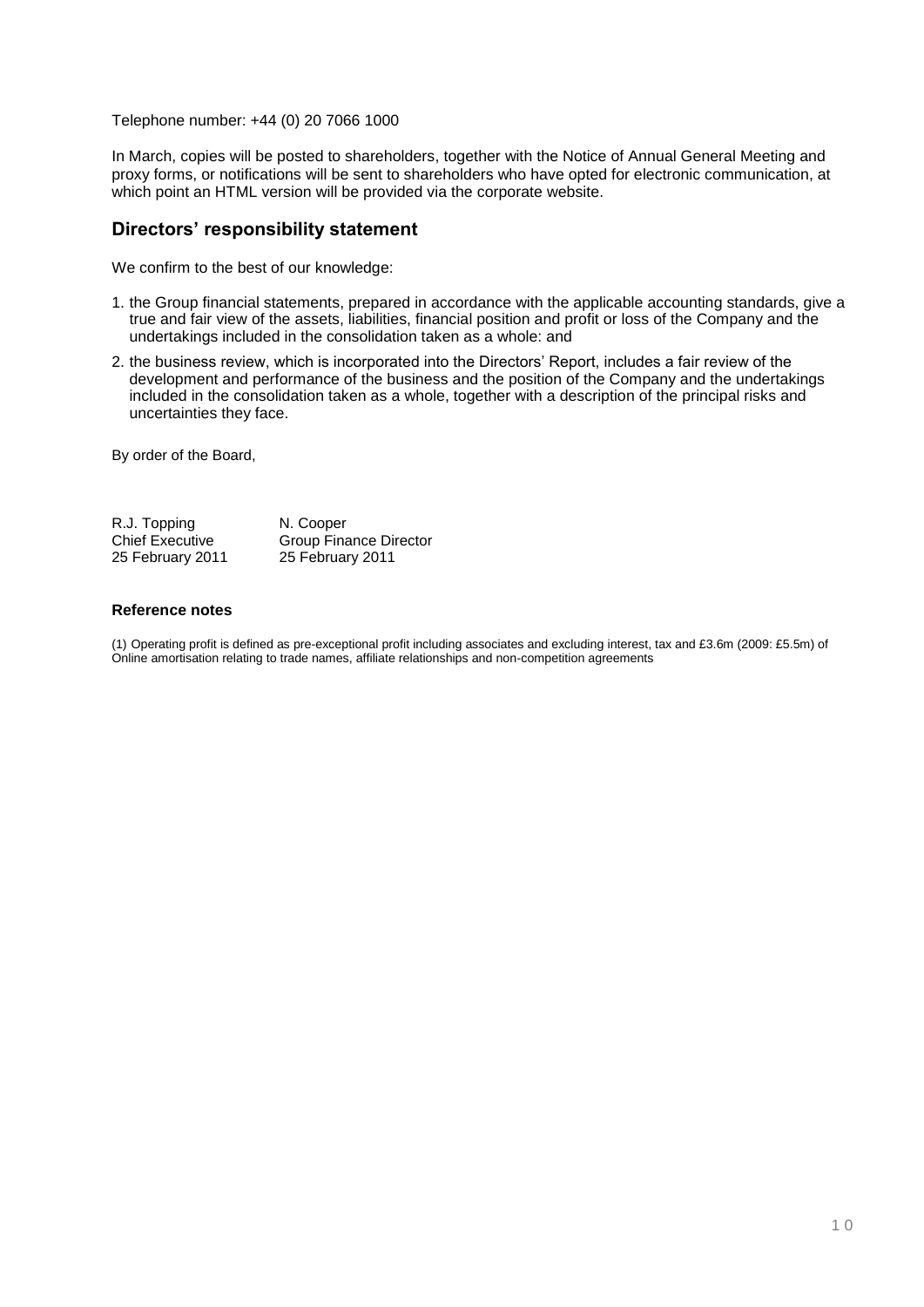Telephone number: +44 (0) 20 7066 1000

In March, copies will be posted to shareholders, together with the Notice of Annual General Meeting and proxy forms, or notifications will be sent to shareholders who have opted for electronic communication, at which point an HTML version will be provided via the corporate website.

## Directors' responsibility statement

We confirm to the best of our knowledge:

1. the Group financial statements, prepared in accordance with the applicable accounting standards, give a true and fair view of the assets, liabilities, financial position and profit or loss of the Company and the undertakings included in the consolidation taken as a whole: and
2. the business review, which is incorporated into the Directors' Report, includes a fair review of the development and performance of the business and the position of the Company and the undertakings included in the consolidation taken as a whole, together with a description of the principal risks and uncertainties they face.

By order of the Board,

| R.J. Topping | N. Cooper |
|---|---|
| Chief Executive | Group Finance Director |
| 25 February 2011 | 25 February 2011 |

### Reference notes

(1) Operating profit is defined as pre-exceptional profit including associates and excluding interest, tax and £3.6m (2009: £5.5m) of Online amortisation relating to trade names, affiliate relationships and non-competition agreements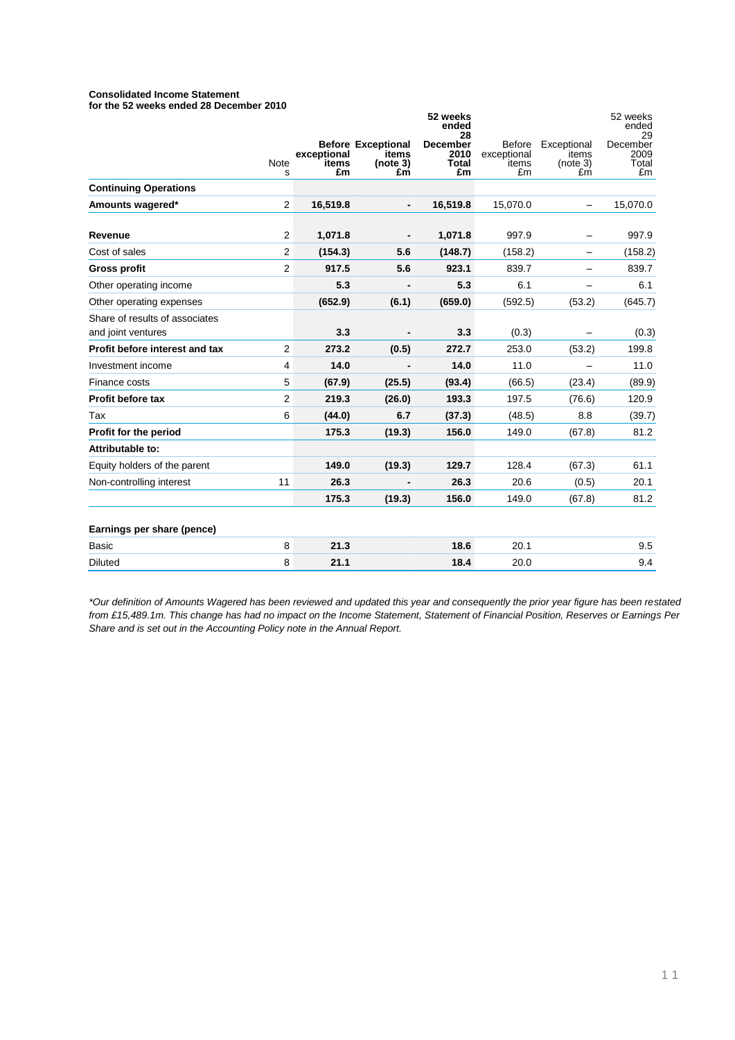**Consolidated Income Statement**
**for the 52 weeks ended 28 December 2010**

| | Notes | **Before exceptional items £m** | **Exceptional items (note 3) £m** | **52 weeks ended 28 December 2010 Total £m** | Before exceptional items £m | Exceptional items (note 3) £m | 52 weeks ended 29 December 2009 Total £m |
|---|---|---|---|---|---|---|---|
| **Continuing Operations** | | | | | | | |
| **Amounts wagered*** | 2 | **16,519.8** | **-** | **16,519.8** | 15,070.0 | – | 15,070.0 |
| | | | | | | | |
| **Revenue** | 2 | **1,071.8** | **-** | **1,071.8** | 997.9 | – | 997.9 |
| Cost of sales | 2 | **(154.3)** | **5.6** | **(148.7)** | (158.2) | – | (158.2) |
| **Gross profit** | 2 | **917.5** | **5.6** | **923.1** | 839.7 | – | 839.7 |
| Other operating income | | **5.3** | **-** | **5.3** | 6.1 | – | 6.1 |
| Other operating expenses | | **(652.9)** | **(6.1)** | **(659.0)** | (592.5) | (53.2) | (645.7) |
| Share of results of associates and joint ventures | | **3.3** | **-** | **3.3** | (0.3) | – | (0.3) |
| **Profit before interest and tax** | 2 | **273.2** | **(0.5)** | **272.7** | 253.0 | (53.2) | 199.8 |
| Investment income | 4 | **14.0** | **-** | **14.0** | 11.0 | – | 11.0 |
| Finance costs | 5 | **(67.9)** | **(25.5)** | **(93.4)** | (66.5) | (23.4) | (89.9) |
| **Profit before tax** | 2 | **219.3** | **(26.0)** | **193.3** | 197.5 | (76.6) | 120.9 |
| Tax | 6 | **(44.0)** | **6.7** | **(37.3)** | (48.5) | 8.8 | (39.7) |
| **Profit for the period** | | **175.3** | **(19.3)** | **156.0** | 149.0 | (67.8) | 81.2 |
| **Attributable to:** | | | | | | | |
| Equity holders of the parent | | **149.0** | **(19.3)** | **129.7** | 128.4 | (67.3) | 61.1 |
| Non-controlling interest | 11 | **26.3** | **-** | **26.3** | 20.6 | (0.5) | 20.1 |
| | | **175.3** | **(19.3)** | **156.0** | 149.0 | (67.8) | 81.2 |
| | | | | | | | |
| **Earnings per share (pence)** | | | | | | | |
| Basic | 8 | **21.3** | | **18.6** | 20.1 | | 9.5 |
| Diluted | 8 | **21.1** | | **18.4** | 20.0 | | 9.4 |

*\*Our definition of Amounts Wagered has been reviewed and updated this year and consequently the prior year figure has been restated from £15,489.1m. This change has had no impact on the Income Statement, Statement of Financial Position, Reserves or Earnings Per Share and is set out in the Accounting Policy note in the Annual Report.*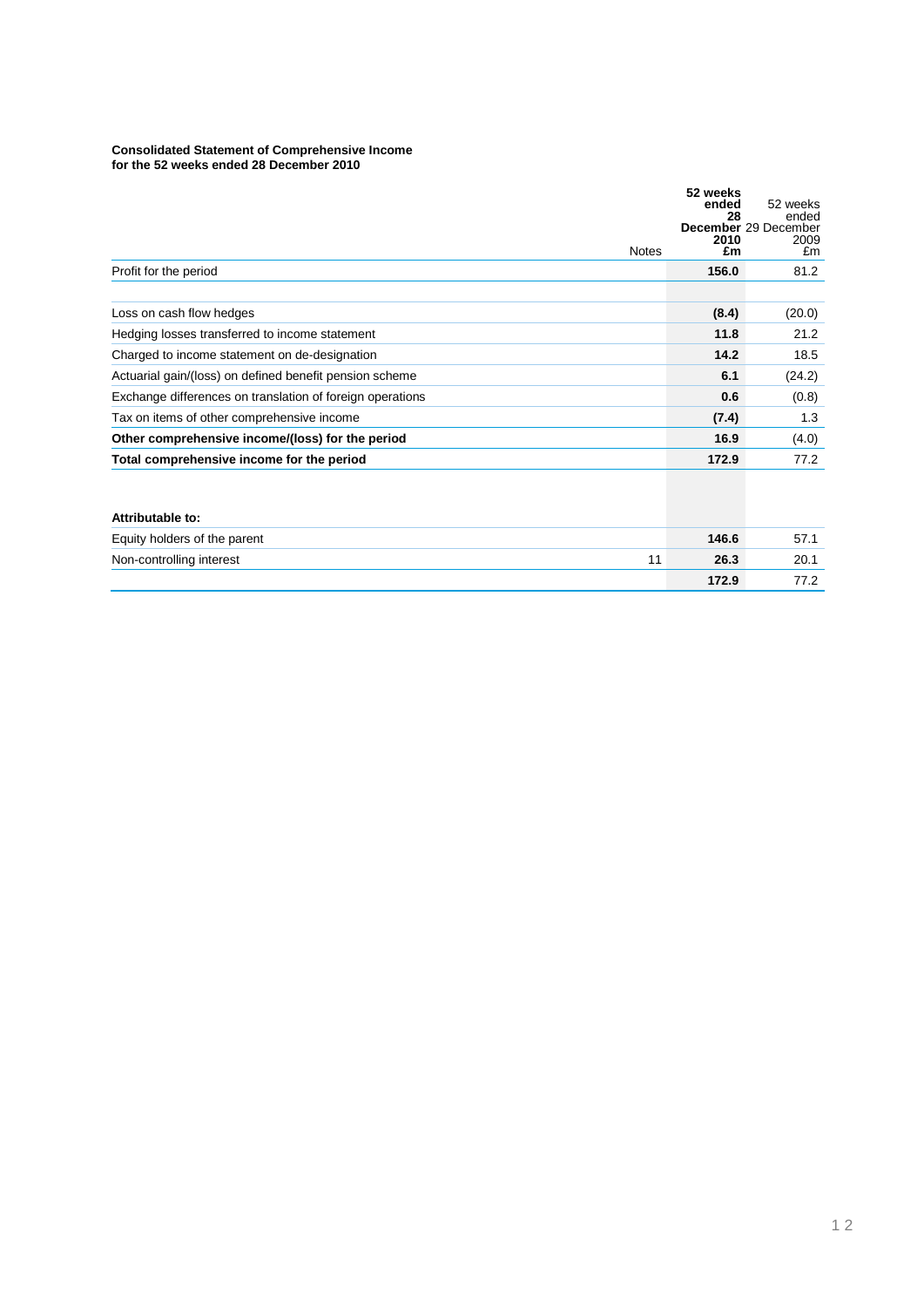**Consolidated Statement of Comprehensive Income**
**for the 52 weeks ended 28 December 2010**

| | Notes | **52 weeks ended 28 December 2010 £m** | 52 weeks ended 29 December 2009 £m |
|---|---|---|---|
| Profit for the period | | **156.0** | 81.2 |
| | | | |
| Loss on cash flow hedges | | **(8.4)** | (20.0) |
| Hedging losses transferred to income statement | | **11.8** | 21.2 |
| Charged to income statement on de-designation | | **14.2** | 18.5 |
| Actuarial gain/(loss) on defined benefit pension scheme | | **6.1** | (24.2) |
| Exchange differences on translation of foreign operations | | **0.6** | (0.8) |
| Tax on items of other comprehensive income | | **(7.4)** | 1.3 |
| **Other comprehensive income/(loss) for the period** | | **16.9** | (4.0) |
| **Total comprehensive income for the period** | | **172.9** | 77.2 |
| | | | |
| **Attributable to:** | | | |
| Equity holders of the parent | | **146.6** | 57.1 |
| Non-controlling interest | 11 | **26.3** | 20.1 |
| | | **172.9** | 77.2 |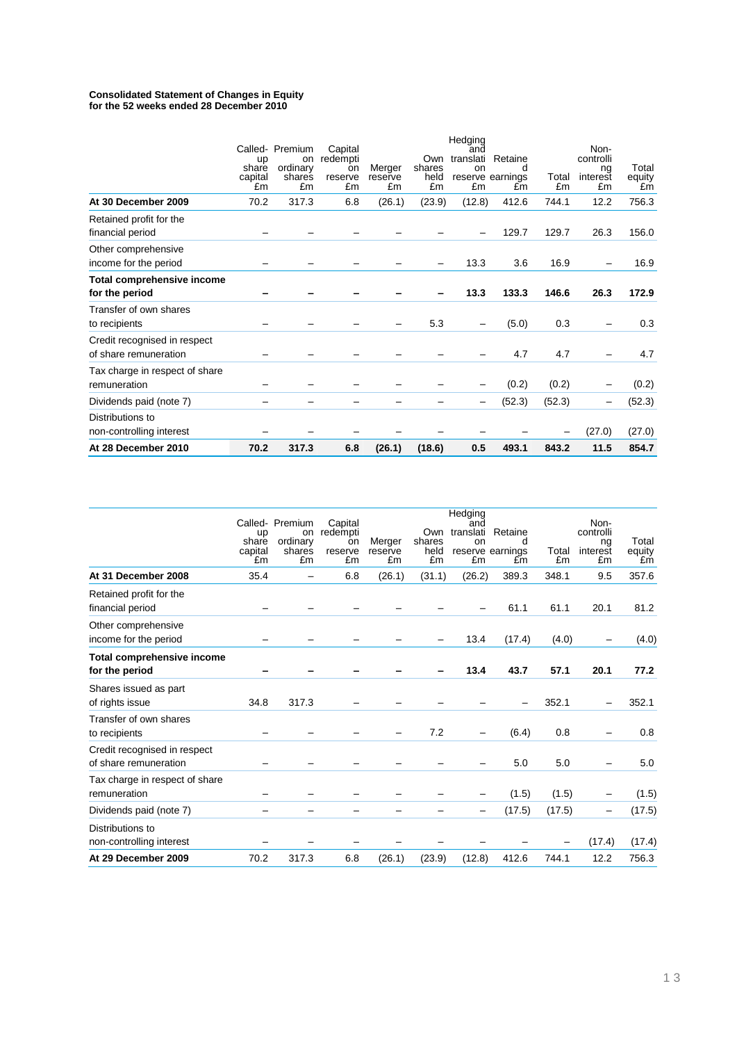**Consolidated Statement of Changes in Equity**
**for the 52 weeks ended 28 December 2010**

| | Called-up share capital £m | Premium on ordinary shares £m | Capital redemption reserve £m | Merger reserve £m | Own shares held £m | Hedging and translation reserve £m | Retained earnings £m | Total £m | Non-controlling interest £m | Total equity £m |
|---|---|---|---|---|---|---|---|---|---|---|
| **At 30 December 2009** | 70.2 | 317.3 | 6.8 | (26.1) | (23.9) | (12.8) | 412.6 | 744.1 | 12.2 | 756.3 |
| Retained profit for the financial period | – | – | – | – | – | – | 129.7 | 129.7 | 26.3 | 156.0 |
| Other comprehensive income for the period | – | – | – | – | – | 13.3 | 3.6 | 16.9 | – | 16.9 |
| **Total comprehensive income for the period** | **–** | **–** | **–** | **–** | **–** | **13.3** | **133.3** | **146.6** | **26.3** | **172.9** |
| Transfer of own shares to recipients | – | – | – | – | 5.3 | – | (5.0) | 0.3 | – | 0.3 |
| Credit recognised in respect of share remuneration | – | – | – | – | – | – | 4.7 | 4.7 | – | 4.7 |
| Tax charge in respect of share remuneration | – | – | – | – | – | – | (0.2) | (0.2) | – | (0.2) |
| Dividends paid (note 7) | – | – | – | – | – | – | (52.3) | (52.3) | – | (52.3) |
| Distributions to non-controlling interest | – | – | – | – | – | – | – | – | (27.0) | (27.0) |
| **At 28 December 2010** | **70.2** | **317.3** | **6.8** | **(26.1)** | **(18.6)** | **0.5** | **493.1** | **843.2** | **11.5** | **854.7** |

| | Called-up share capital £m | Premium on ordinary shares £m | Capital redemption reserve £m | Merger reserve £m | Own shares held £m | Hedging and translation reserve £m | Retained earnings £m | Total £m | Non-controlling interest £m | Total equity £m |
|---|---|---|---|---|---|---|---|---|---|---|
| **At 31 December 2008** | 35.4 | – | 6.8 | (26.1) | (31.1) | (26.2) | 389.3 | 348.1 | 9.5 | 357.6 |
| Retained profit for the financial period | – | – | – | – | – | – | 61.1 | 61.1 | 20.1 | 81.2 |
| Other comprehensive income for the period | – | – | – | – | – | 13.4 | (17.4) | (4.0) | – | (4.0) |
| **Total comprehensive income for the period** | **–** | **–** | **–** | **–** | **–** | **13.4** | **43.7** | **57.1** | **20.1** | **77.2** |
| Shares issued as part of rights issue | 34.8 | 317.3 | – | – | – | – | – | 352.1 | – | 352.1 |
| Transfer of own shares to recipients | – | – | – | – | 7.2 | – | (6.4) | 0.8 | – | 0.8 |
| Credit recognised in respect of share remuneration | – | – | – | – | – | – | 5.0 | 5.0 | – | 5.0 |
| Tax charge in respect of share remuneration | – | – | – | – | – | – | (1.5) | (1.5) | – | (1.5) |
| Dividends paid (note 7) | – | – | – | – | – | – | (17.5) | (17.5) | – | (17.5) |
| Distributions to non-controlling interest | – | – | – | – | – | – | – | – | (17.4) | (17.4) |
| **At 29 December 2009** | 70.2 | 317.3 | 6.8 | (26.1) | (23.9) | (12.8) | 412.6 | 744.1 | 12.2 | 756.3 |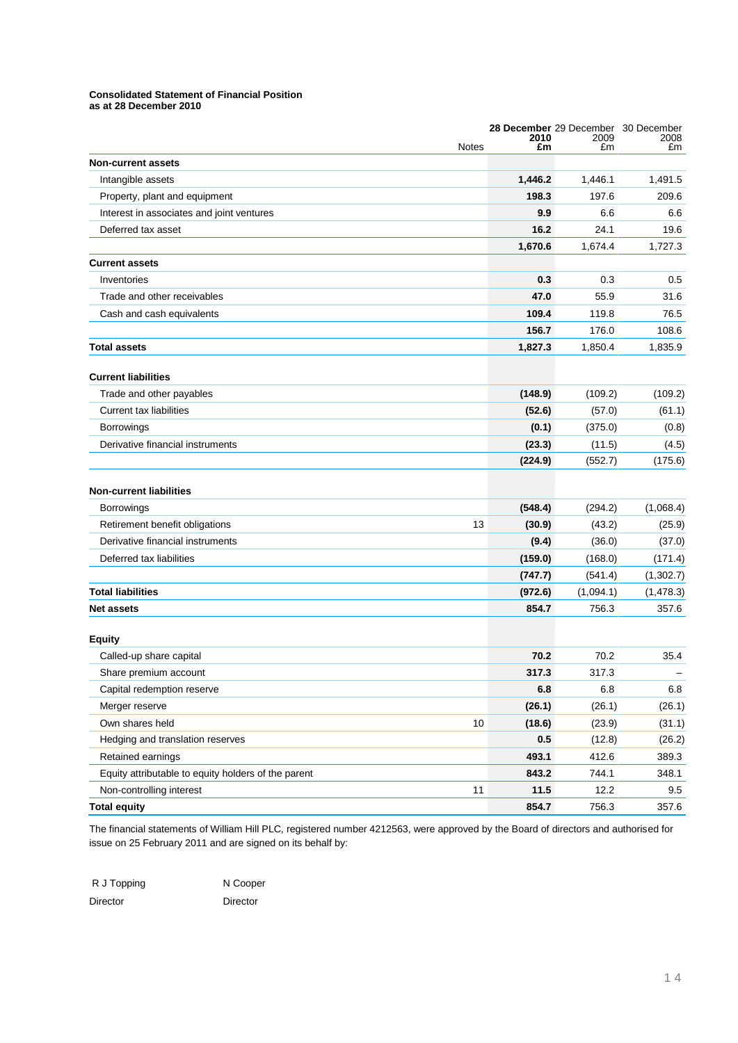**Consolidated Statement of Financial Position**
**as at 28 December 2010**

| | Notes | **28 December 2010 £m** | 29 December 2009 £m | 30 December 2008 £m |
|---|---|---|---|---|
| **Non-current assets** | | | | |
| Intangible assets | | **1,446.2** | 1,446.1 | 1,491.5 |
| Property, plant and equipment | | **198.3** | 197.6 | 209.6 |
| Interest in associates and joint ventures | | **9.9** | 6.6 | 6.6 |
| Deferred tax asset | | **16.2** | 24.1 | 19.6 |
| | | **1,670.6** | 1,674.4 | 1,727.3 |
| **Current assets** | | | | |
| Inventories | | **0.3** | 0.3 | 0.5 |
| Trade and other receivables | | **47.0** | 55.9 | 31.6 |
| Cash and cash equivalents | | **109.4** | 119.8 | 76.5 |
| | | **156.7** | 176.0 | 108.6 |
| **Total assets** | | **1,827.3** | 1,850.4 | 1,835.9 |
| **Current liabilities** | | | | |
| Trade and other payables | | **(148.9)** | (109.2) | (109.2) |
| Current tax liabilities | | **(52.6)** | (57.0) | (61.1) |
| Borrowings | | **(0.1)** | (375.0) | (0.8) |
| Derivative financial instruments | | **(23.3)** | (11.5) | (4.5) |
| | | **(224.9)** | (552.7) | (175.6) |
| **Non-current liabilities** | | | | |
| Borrowings | | **(548.4)** | (294.2) | (1,068.4) |
| Retirement benefit obligations | 13 | **(30.9)** | (43.2) | (25.9) |
| Derivative financial instruments | | **(9.4)** | (36.0) | (37.0) |
| Deferred tax liabilities | | **(159.0)** | (168.0) | (171.4) |
| | | **(747.7)** | (541.4) | (1,302.7) |
| **Total liabilities** | | **(972.6)** | (1,094.1) | (1,478.3) |
| **Net assets** | | **854.7** | 756.3 | 357.6 |
| **Equity** | | | | |
| Called-up share capital | | **70.2** | 70.2 | 35.4 |
| Share premium account | | **317.3** | 317.3 | – |
| Capital redemption reserve | | **6.8** | 6.8 | 6.8 |
| Merger reserve | | **(26.1)** | (26.1) | (26.1) |
| Own shares held | 10 | **(18.6)** | (23.9) | (31.1) |
| Hedging and translation reserves | | **0.5** | (12.8) | (26.2) |
| Retained earnings | | **493.1** | 412.6 | 389.3 |
| Equity attributable to equity holders of the parent | | **843.2** | 744.1 | 348.1 |
| Non-controlling interest | 11 | **11.5** | 12.2 | 9.5 |
| **Total equity** | | **854.7** | 756.3 | 357.6 |

The financial statements of William Hill PLC, registered number 4212563, were approved by the Board of directors and authorised for issue on 25 February 2011 and are signed on its behalf by:

R J Topping
Director

N Cooper
Director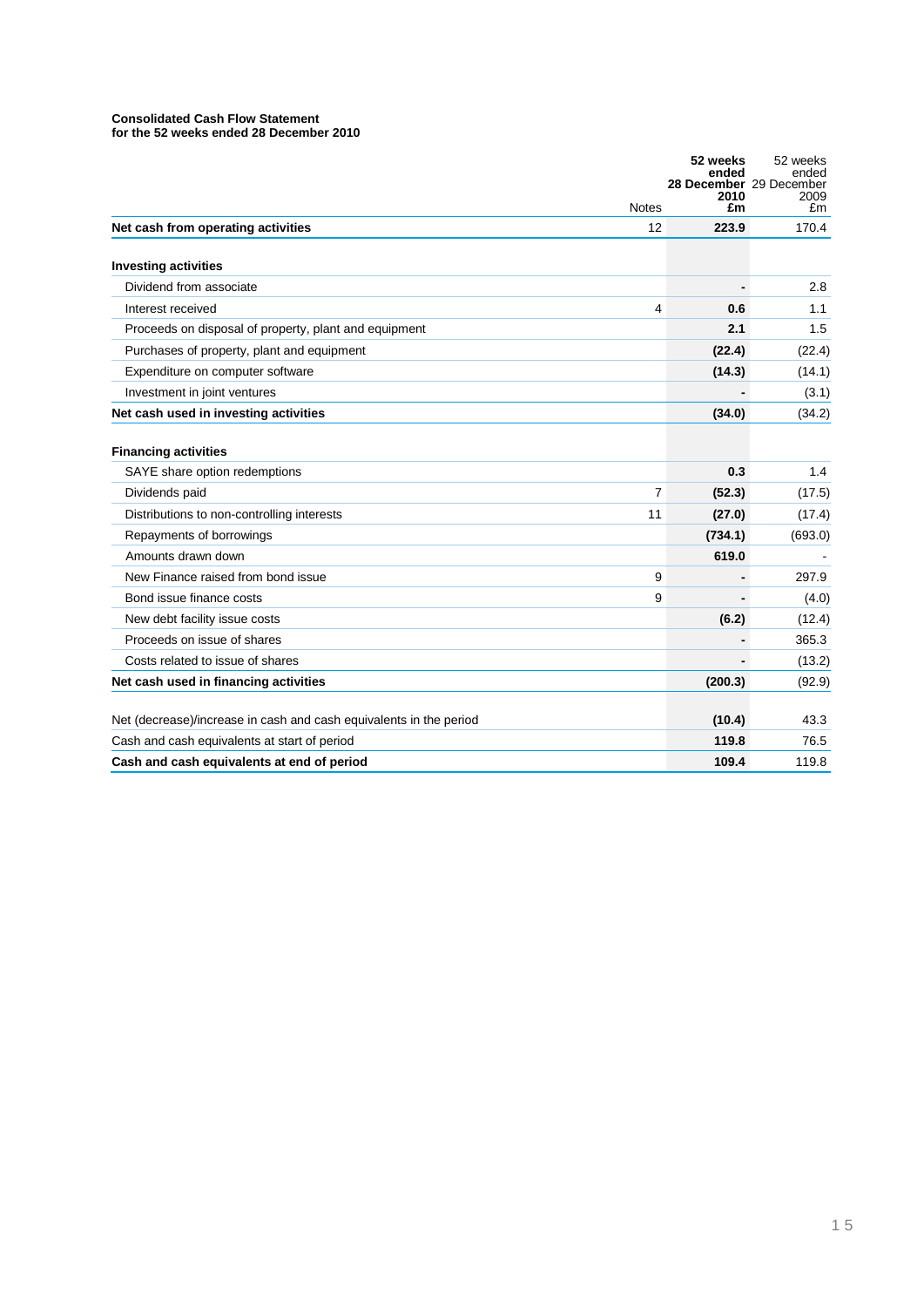**Consolidated Cash Flow Statement**
**for the 52 weeks ended 28 December 2010**

| | Notes | **52 weeks ended 28 December 2010 £m** | 52 weeks ended 29 December 2009 £m |
|---|---|---|---|
| **Net cash from operating activities** | 12 | **223.9** | 170.4 |
| | | | |
| **Investing activities** | | | |
| Dividend from associate | | **-** | 2.8 |
| Interest received | 4 | **0.6** | 1.1 |
| Proceeds on disposal of property, plant and equipment | | **2.1** | 1.5 |
| Purchases of property, plant and equipment | | **(22.4)** | (22.4) |
| Expenditure on computer software | | **(14.3)** | (14.1) |
| Investment in joint ventures | | **-** | (3.1) |
| **Net cash used in investing activities** | | **(34.0)** | (34.2) |
| | | | |
| **Financing activities** | | | |
| SAYE share option redemptions | | **0.3** | 1.4 |
| Dividends paid | 7 | **(52.3)** | (17.5) |
| Distributions to non-controlling interests | 11 | **(27.0)** | (17.4) |
| Repayments of borrowings | | **(734.1)** | (693.0) |
| Amounts drawn down | | **619.0** | - |
| New Finance raised from bond issue | 9 | **-** | 297.9 |
| Bond issue finance costs | 9 | **-** | (4.0) |
| New debt facility issue costs | | **(6.2)** | (12.4) |
| Proceeds on issue of shares | | **-** | 365.3 |
| Costs related to issue of shares | | **-** | (13.2) |
| **Net cash used in financing activities** | | **(200.3)** | (92.9) |
| | | | |
| Net (decrease)/increase in cash and cash equivalents in the period | | **(10.4)** | 43.3 |
| Cash and cash equivalents at start of period | | **119.8** | 76.5 |
| **Cash and cash equivalents at end of period** | | **109.4** | 119.8 |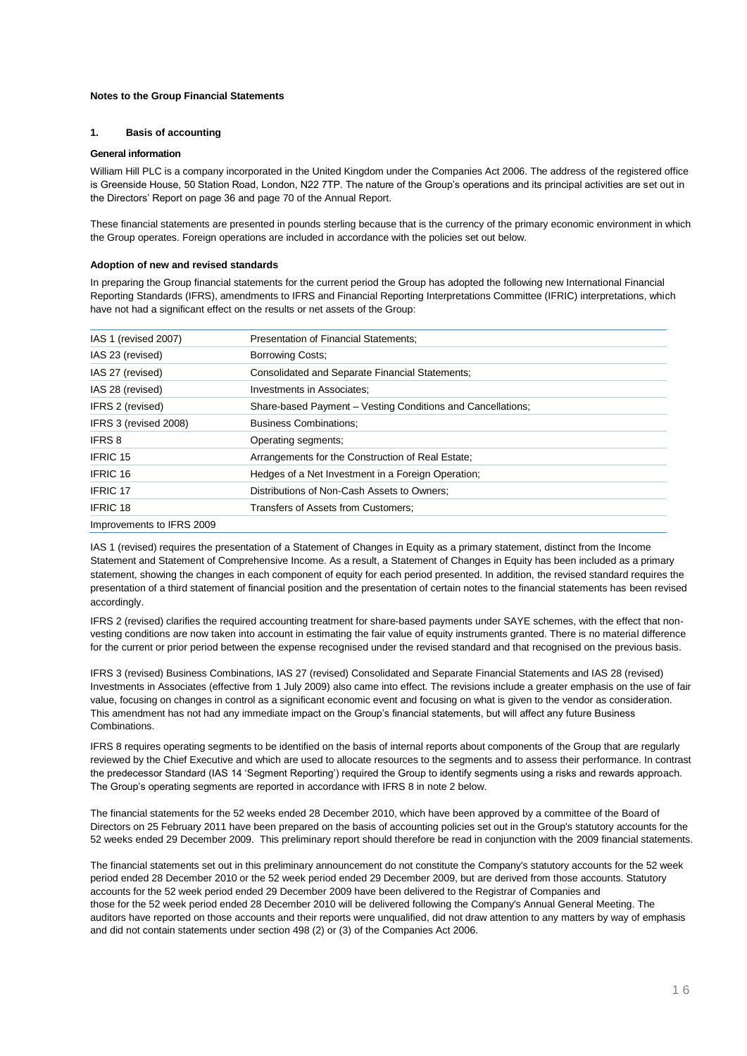**Notes to the Group Financial Statements**

## 1. Basis of accounting

### General information

William Hill PLC is a company incorporated in the United Kingdom under the Companies Act 2006. The address of the registered office is Greenside House, 50 Station Road, London, N22 7TP. The nature of the Group's operations and its principal activities are set out in the Directors' Report on page 36 and page 70 of the Annual Report.

These financial statements are presented in pounds sterling because that is the currency of the primary economic environment in which the Group operates. Foreign operations are included in accordance with the policies set out below.

### Adoption of new and revised standards

In preparing the Group financial statements for the current period the Group has adopted the following new International Financial Reporting Standards (IFRS), amendments to IFRS and Financial Reporting Interpretations Committee (IFRIC) interpretations, which have not had a significant effect on the results or net assets of the Group:

| | |
|---|---|
| IAS 1 (revised 2007) | Presentation of Financial Statements; |
| IAS 23 (revised) | Borrowing Costs; |
| IAS 27 (revised) | Consolidated and Separate Financial Statements; |
| IAS 28 (revised) | Investments in Associates; |
| IFRS 2 (revised) | Share-based Payment – Vesting Conditions and Cancellations; |
| IFRS 3 (revised 2008) | Business Combinations; |
| IFRS 8 | Operating segments; |
| IFRIC 15 | Arrangements for the Construction of Real Estate; |
| IFRIC 16 | Hedges of a Net Investment in a Foreign Operation; |
| IFRIC 17 | Distributions of Non-Cash Assets to Owners; |
| IFRIC 18 | Transfers of Assets from Customers; |
| Improvements to IFRS 2009 | |

IAS 1 (revised) requires the presentation of a Statement of Changes in Equity as a primary statement, distinct from the Income Statement and Statement of Comprehensive Income. As a result, a Statement of Changes in Equity has been included as a primary statement, showing the changes in each component of equity for each period presented. In addition, the revised standard requires the presentation of a third statement of financial position and the presentation of certain notes to the financial statements has been revised accordingly.

IFRS 2 (revised) clarifies the required accounting treatment for share-based payments under SAYE schemes, with the effect that non-vesting conditions are now taken into account in estimating the fair value of equity instruments granted. There is no material difference for the current or prior period between the expense recognised under the revised standard and that recognised on the previous basis.

IFRS 3 (revised) Business Combinations, IAS 27 (revised) Consolidated and Separate Financial Statements and IAS 28 (revised) Investments in Associates (effective from 1 July 2009) also came into effect. The revisions include a greater emphasis on the use of fair value, focusing on changes in control as a significant economic event and focusing on what is given to the vendor as consideration. This amendment has not had any immediate impact on the Group's financial statements, but will affect any future Business Combinations.

IFRS 8 requires operating segments to be identified on the basis of internal reports about components of the Group that are regularly reviewed by the Chief Executive and which are used to allocate resources to the segments and to assess their performance. In contrast the predecessor Standard (IAS 14 'Segment Reporting') required the Group to identify segments using a risks and rewards approach. The Group's operating segments are reported in accordance with IFRS 8 in note 2 below.

The financial statements for the 52 weeks ended 28 December 2010, which have been approved by a committee of the Board of Directors on 25 February 2011 have been prepared on the basis of accounting policies set out in the Group's statutory accounts for the 52 weeks ended 29 December 2009. This preliminary report should therefore be read in conjunction with the 2009 financial statements.

The financial statements set out in this preliminary announcement do not constitute the Company's statutory accounts for the 52 week period ended 28 December 2010 or the 52 week period ended 29 December 2009, but are derived from those accounts. Statutory accounts for the 52 week period ended 29 December 2009 have been delivered to the Registrar of Companies and those for the 52 week period ended 28 December 2010 will be delivered following the Company's Annual General Meeting. The auditors have reported on those accounts and their reports were unqualified, did not draw attention to any matters by way of emphasis and did not contain statements under section 498 (2) or (3) of the Companies Act 2006.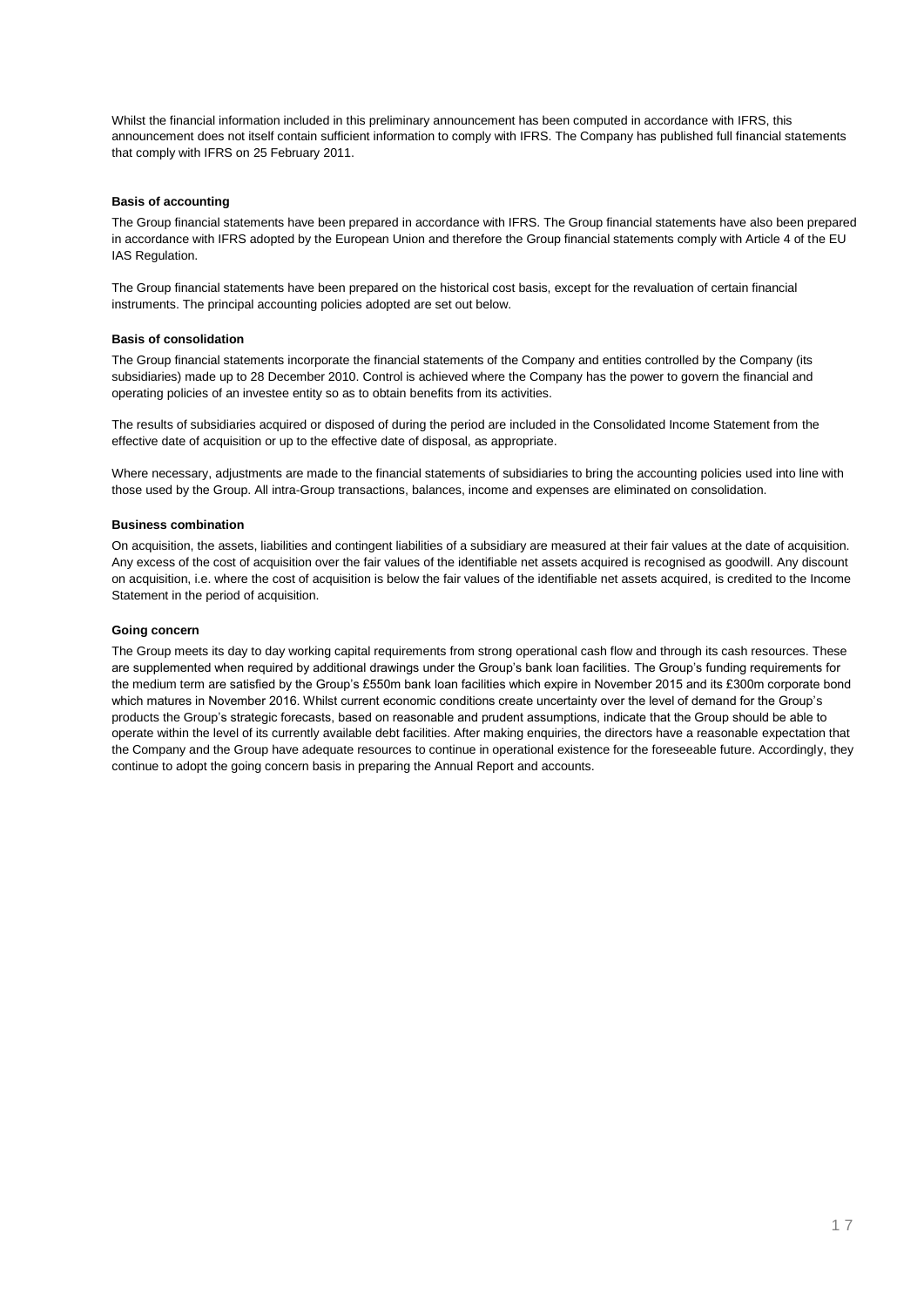Whilst the financial information included in this preliminary announcement has been computed in accordance with IFRS, this announcement does not itself contain sufficient information to comply with IFRS. The Company has published full financial statements that comply with IFRS on 25 February 2011.

**Basis of accounting**

The Group financial statements have been prepared in accordance with IFRS. The Group financial statements have also been prepared in accordance with IFRS adopted by the European Union and therefore the Group financial statements comply with Article 4 of the EU IAS Regulation.

The Group financial statements have been prepared on the historical cost basis, except for the revaluation of certain financial instruments. The principal accounting policies adopted are set out below.

**Basis of consolidation**

The Group financial statements incorporate the financial statements of the Company and entities controlled by the Company (its subsidiaries) made up to 28 December 2010. Control is achieved where the Company has the power to govern the financial and operating policies of an investee entity so as to obtain benefits from its activities.

The results of subsidiaries acquired or disposed of during the period are included in the Consolidated Income Statement from the effective date of acquisition or up to the effective date of disposal, as appropriate.

Where necessary, adjustments are made to the financial statements of subsidiaries to bring the accounting policies used into line with those used by the Group. All intra-Group transactions, balances, income and expenses are eliminated on consolidation.

**Business combination**

On acquisition, the assets, liabilities and contingent liabilities of a subsidiary are measured at their fair values at the date of acquisition. Any excess of the cost of acquisition over the fair values of the identifiable net assets acquired is recognised as goodwill. Any discount on acquisition, i.e. where the cost of acquisition is below the fair values of the identifiable net assets acquired, is credited to the Income Statement in the period of acquisition.

**Going concern**

The Group meets its day to day working capital requirements from strong operational cash flow and through its cash resources. These are supplemented when required by additional drawings under the Group's bank loan facilities. The Group's funding requirements for the medium term are satisfied by the Group's £550m bank loan facilities which expire in November 2015 and its £300m corporate bond which matures in November 2016. Whilst current economic conditions create uncertainty over the level of demand for the Group's products the Group's strategic forecasts, based on reasonable and prudent assumptions, indicate that the Group should be able to operate within the level of its currently available debt facilities. After making enquiries, the directors have a reasonable expectation that the Company and the Group have adequate resources to continue in operational existence for the foreseeable future. Accordingly, they continue to adopt the going concern basis in preparing the Annual Report and accounts.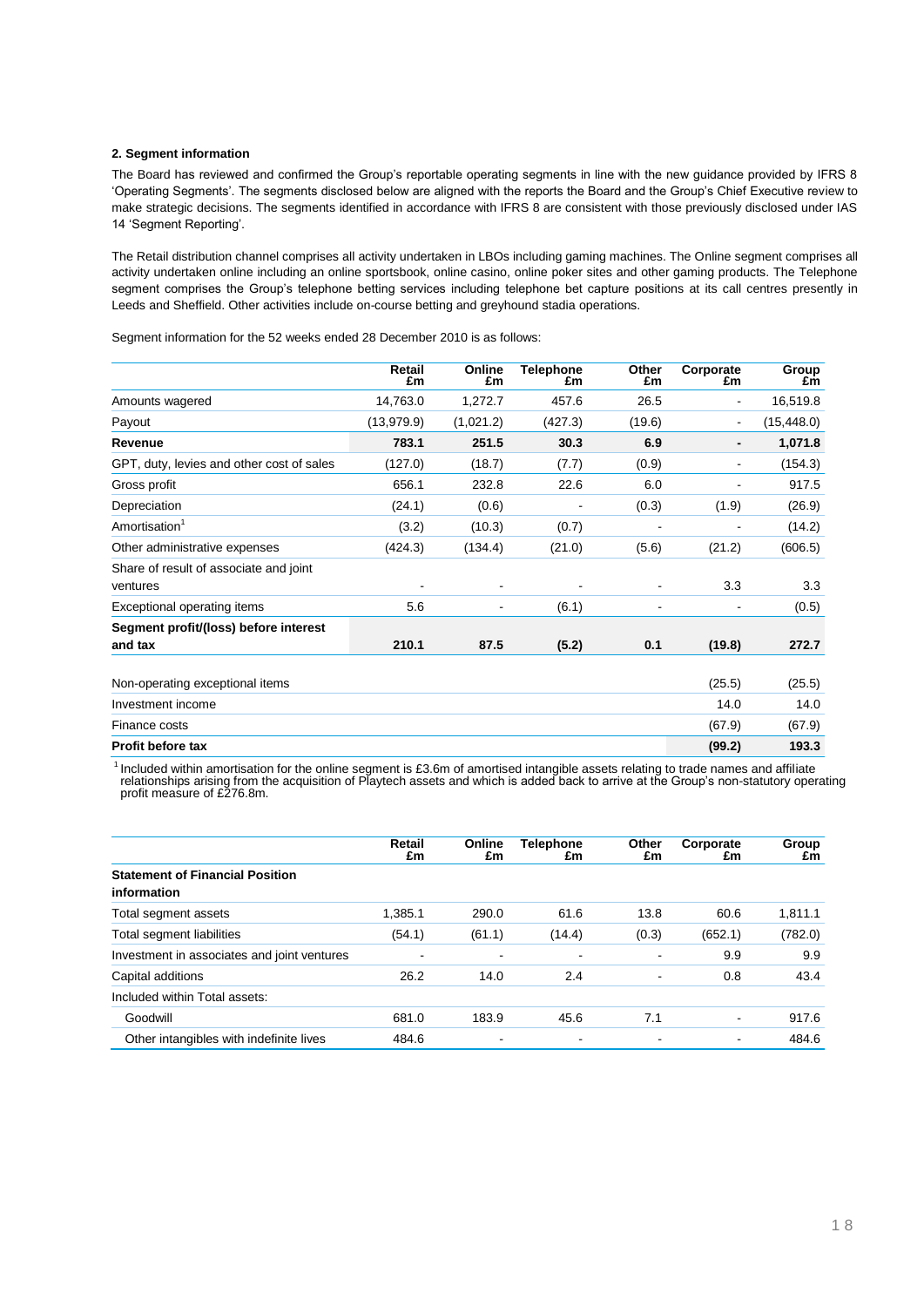**2. Segment information**

The Board has reviewed and confirmed the Group's reportable operating segments in line with the new guidance provided by IFRS 8 'Operating Segments'. The segments disclosed below are aligned with the reports the Board and the Group's Chief Executive review to make strategic decisions. The segments identified in accordance with IFRS 8 are consistent with those previously disclosed under IAS 14 'Segment Reporting'.

The Retail distribution channel comprises all activity undertaken in LBOs including gaming machines. The Online segment comprises all activity undertaken online including an online sportsbook, online casino, online poker sites and other gaming products. The Telephone segment comprises the Group's telephone betting services including telephone bet capture positions at its call centres presently in Leeds and Sheffield. Other activities include on-course betting and greyhound stadia operations.

Segment information for the 52 weeks ended 28 December 2010 is as follows:

| | Retail £m | Online £m | Telephone £m | Other £m | Corporate £m | Group £m |
|---|---|---|---|---|---|---|
| Amounts wagered | 14,763.0 | 1,272.7 | 457.6 | 26.5 | - | 16,519.8 |
| Payout | (13,979.9) | (1,021.2) | (427.3) | (19.6) | - | (15,448.0) |
| **Revenue** | **783.1** | **251.5** | **30.3** | **6.9** | **-** | **1,071.8** |
| GPT, duty, levies and other cost of sales | (127.0) | (18.7) | (7.7) | (0.9) | - | (154.3) |
| Gross profit | 656.1 | 232.8 | 22.6 | 6.0 | - | 917.5 |
| Depreciation | (24.1) | (0.6) | - | (0.3) | (1.9) | (26.9) |
| Amortisation[1] | (3.2) | (10.3) | (0.7) | - | - | (14.2) |
| Other administrative expenses | (424.3) | (134.4) | (21.0) | (5.6) | (21.2) | (606.5) |
| Share of result of associate and joint ventures | - | - | - | - | 3.3 | 3.3 |
| Exceptional operating items | 5.6 | - | (6.1) | - | - | (0.5) |
| **Segment profit/(loss) before interest and tax** | **210.1** | **87.5** | **(5.2)** | **0.1** | **(19.8)** | **272.7** |
| Non-operating exceptional items | | | | | (25.5) | (25.5) |
| Investment income | | | | | 14.0 | 14.0 |
| Finance costs | | | | | (67.9) | (67.9) |
| **Profit before tax** | | | | | **(99.2)** | **193.3** |

[1] Included within amortisation for the online segment is £3.6m of amortised intangible assets relating to trade names and affiliate relationships arising from the acquisition of Playtech assets and which is added back to arrive at the Group's non-statutory operating profit measure of £276.8m.

| | Retail £m | Online £m | Telephone £m | Other £m | Corporate £m | Group £m |
|---|---|---|---|---|---|---|
| **Statement of Financial Position information** | | | | | | |
| Total segment assets | 1,385.1 | 290.0 | 61.6 | 13.8 | 60.6 | 1,811.1 |
| Total segment liabilities | (54.1) | (61.1) | (14.4) | (0.3) | (652.1) | (782.0) |
| Investment in associates and joint ventures | - | - | - | - | 9.9 | 9.9 |
| Capital additions | 26.2 | 14.0 | 2.4 | - | 0.8 | 43.4 |
| Included within Total assets: | | | | | | |
| Goodwill | 681.0 | 183.9 | 45.6 | 7.1 | - | 917.6 |
| Other intangibles with indefinite lives | 484.6 | - | - | - | - | 484.6 |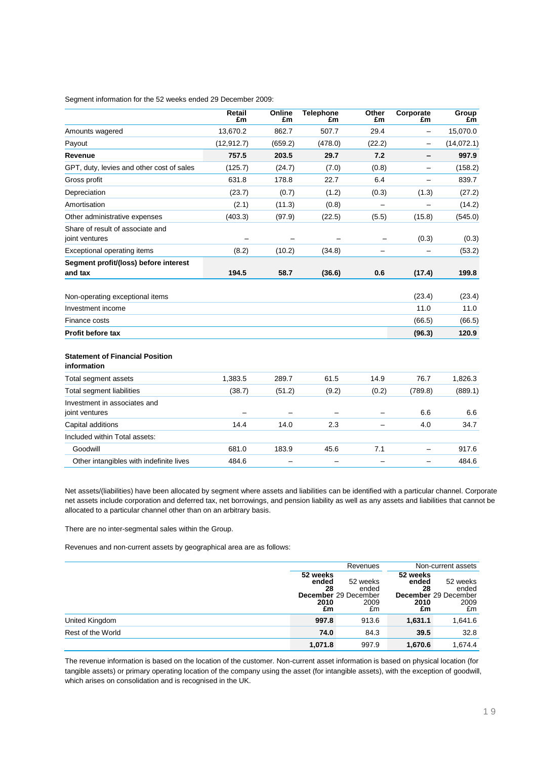Segment information for the 52 weeks ended 29 December 2009:

| | Retail £m | Online £m | Telephone £m | Other £m | Corporate £m | Group £m |
|---|---|---|---|---|---|---|
| Amounts wagered | 13,670.2 | 862.7 | 507.7 | 29.4 | – | 15,070.0 |
| Payout | (12,912.7) | (659.2) | (478.0) | (22.2) | – | (14,072.1) |
| **Revenue** | **757.5** | **203.5** | **29.7** | **7.2** | **–** | **997.9** |
| GPT, duty, levies and other cost of sales | (125.7) | (24.7) | (7.0) | (0.8) | – | (158.2) |
| Gross profit | 631.8 | 178.8 | 22.7 | 6.4 | – | 839.7 |
| Depreciation | (23.7) | (0.7) | (1.2) | (0.3) | (1.3) | (27.2) |
| Amortisation | (2.1) | (11.3) | (0.8) | – | – | (14.2) |
| Other administrative expenses | (403.3) | (97.9) | (22.5) | (5.5) | (15.8) | (545.0) |
| Share of result of associate and joint ventures | – | – | – | – | (0.3) | (0.3) |
| Exceptional operating items | (8.2) | (10.2) | (34.8) | – | – | (53.2) |
| **Segment profit/(loss) before interest and tax** | **194.5** | **58.7** | **(36.6)** | **0.6** | **(17.4)** | **199.8** |
| | | | | | | |
| Non-operating exceptional items | | | | | (23.4) | (23.4) |
| Investment income | | | | | 11.0 | 11.0 |
| Finance costs | | | | | (66.5) | (66.5) |
| **Profit before tax** | | | | | **(96.3)** | **120.9** |
| | | | | | | |
| **Statement of Financial Position information** | | | | | | |
| Total segment assets | 1,383.5 | 289.7 | 61.5 | 14.9 | 76.7 | 1,826.3 |
| Total segment liabilities | (38.7) | (51.2) | (9.2) | (0.2) | (789.8) | (889.1) |
| Investment in associates and joint ventures | – | – | – | – | 6.6 | 6.6 |
| Capital additions | 14.4 | 14.0 | 2.3 | – | 4.0 | 34.7 |
| Included within Total assets: | | | | | | |
| Goodwill | 681.0 | 183.9 | 45.6 | 7.1 | – | 917.6 |
| Other intangibles with indefinite lives | 484.6 | – | – | – | – | 484.6 |

Net assets/(liabilities) have been allocated by segment where assets and liabilities can be identified with a particular channel. Corporate net assets include corporation and deferred tax, net borrowings, and pension liability as well as any assets and liabilities that cannot be allocated to a particular channel other than on an arbitrary basis.

There are no inter-segmental sales within the Group.

Revenues and non-current assets by geographical area are as follows:

| | Revenues | | Non-current assets | |
|---|---|---|---|---|
| | **52 weeks ended 28 December 2010 £m** | 52 weeks ended 29 December 2009 £m | **52 weeks ended 28 December 2010 £m** | 52 weeks ended 29 December 2009 £m |
| United Kingdom | **997.8** | 913.6 | **1,631.1** | 1,641.6 |
| Rest of the World | **74.0** | 84.3 | **39.5** | 32.8 |
| | **1,071.8** | 997.9 | **1,670.6** | 1,674.4 |

The revenue information is based on the location of the customer. Non-current asset information is based on physical location (for tangible assets) or primary operating location of the company using the asset (for intangible assets), with the exception of goodwill, which arises on consolidation and is recognised in the UK.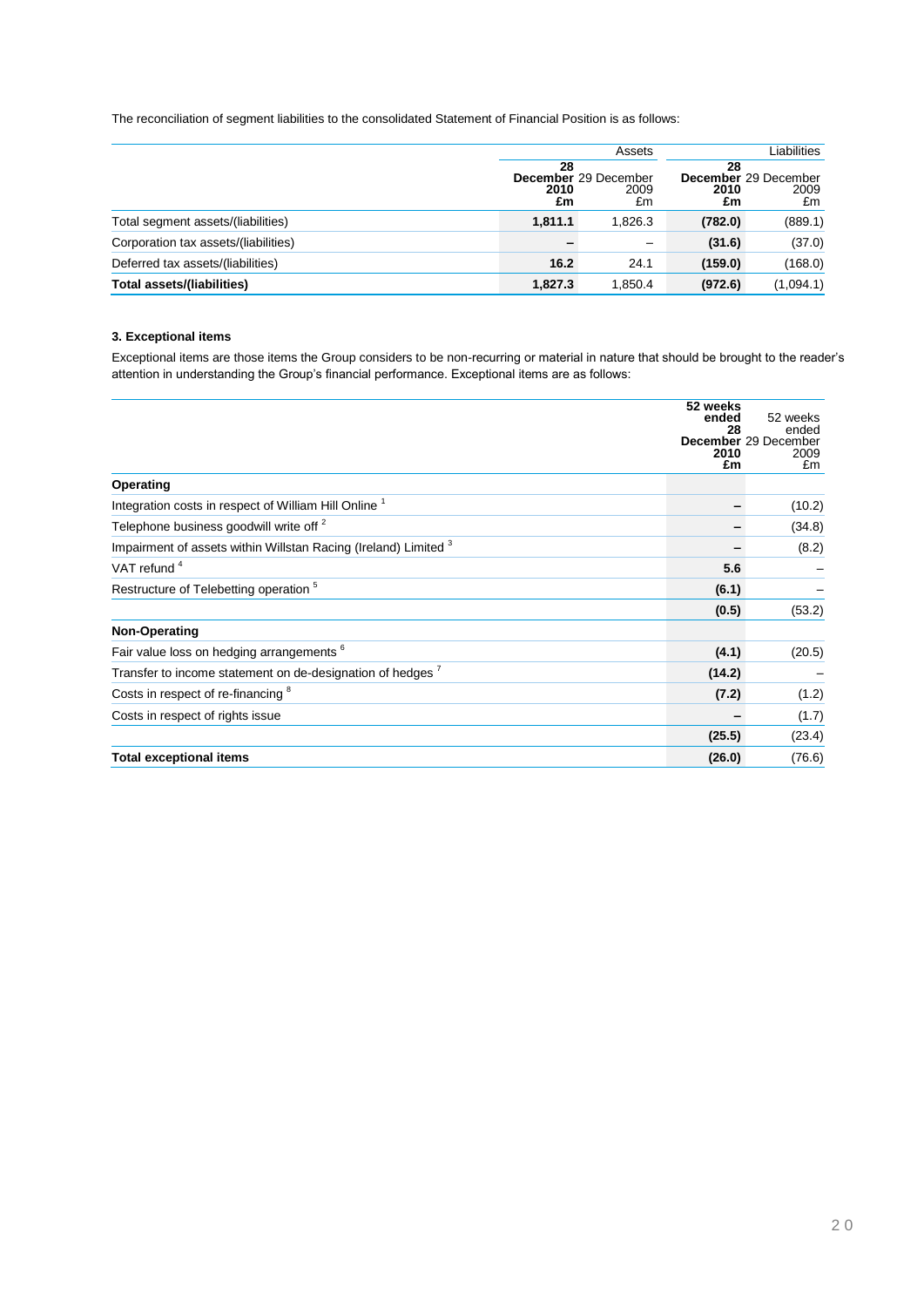The reconciliation of segment liabilities to the consolidated Statement of Financial Position is as follows:

| | Assets | | Liabilities | |
|---|---|---|---|---|
| | **28 December 2010 £m** | 29 December 2009 £m | **28 December 2010 £m** | 29 December 2009 £m |
| Total segment assets/(liabilities) | **1,811.1** | 1,826.3 | **(782.0)** | (889.1) |
| Corporation tax assets/(liabilities) | **–** | – | **(31.6)** | (37.0) |
| Deferred tax assets/(liabilities) | **16.2** | 24.1 | **(159.0)** | (168.0) |
| **Total assets/(liabilities)** | **1,827.3** | 1,850.4 | **(972.6)** | (1,094.1) |

### 3. Exceptional items

Exceptional items are those items the Group considers to be non-recurring or material in nature that should be brought to the reader's attention in understanding the Group's financial performance. Exceptional items are as follows:

| | **52 weeks ended 28 December 2010 £m** | 52 weeks ended 29 December 2009 £m |
|---|---|---|
| **Operating** | | |
| Integration costs in respect of William Hill Online [1] | **–** | (10.2) |
| Telephone business goodwill write off [2] | **–** | (34.8) |
| Impairment of assets within Willstan Racing (Ireland) Limited [3] | **–** | (8.2) |
| VAT refund [4] | **5.6** | – |
| Restructure of Telebetting operation [5] | **(6.1)** | – |
| | **(0.5)** | (53.2) |
| **Non-Operating** | | |
| Fair value loss on hedging arrangements [6] | **(4.1)** | (20.5) |
| Transfer to income statement on de-designation of hedges [7] | **(14.2)** | – |
| Costs in respect of re-financing [8] | **(7.2)** | (1.2) |
| Costs in respect of rights issue | **–** | (1.7) |
| | **(25.5)** | (23.4) |
| **Total exceptional items** | **(26.0)** | (76.6) |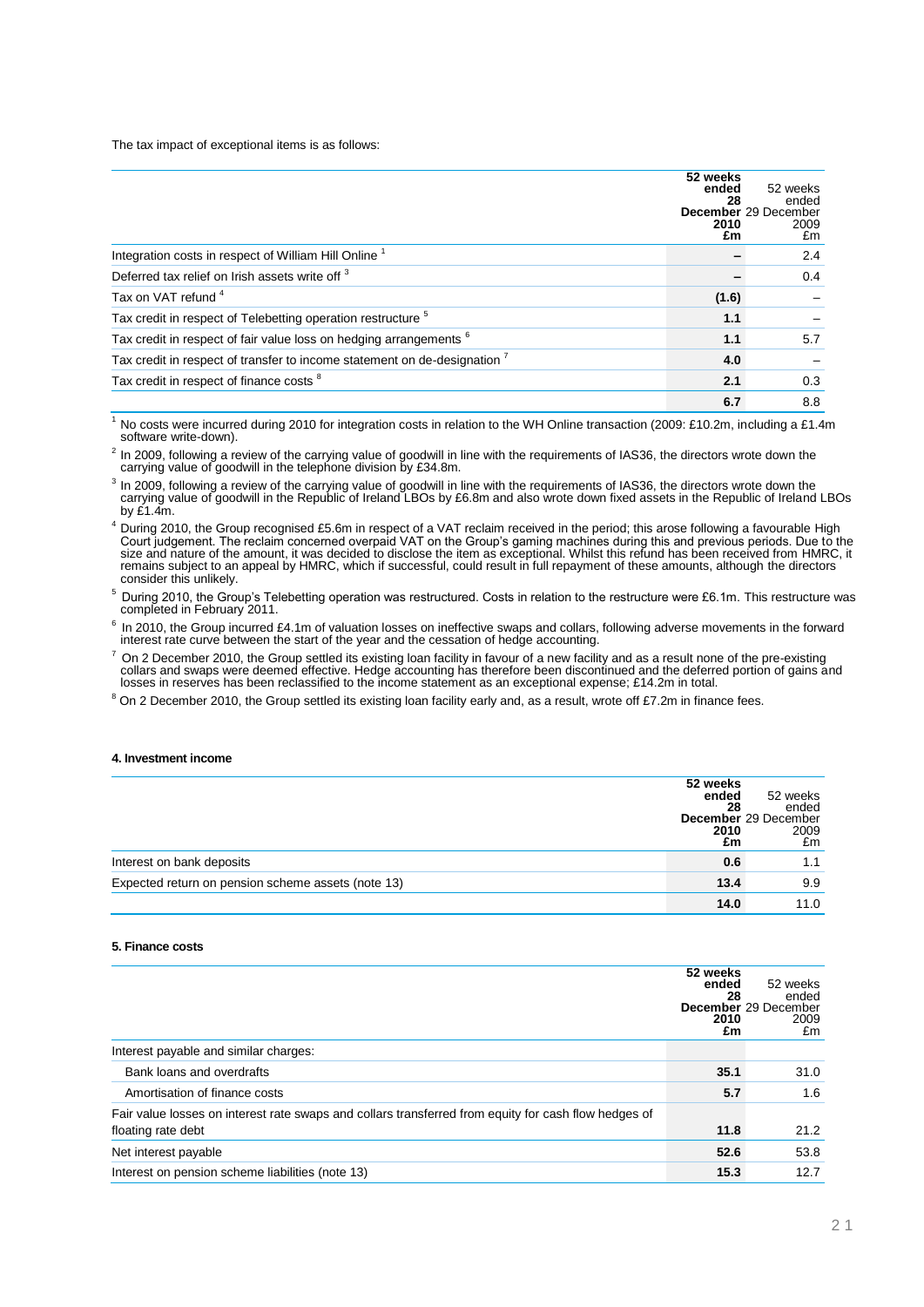The tax impact of exceptional items is as follows:

| | 52 weeks ended 28 December 2010 £m | 52 weeks ended 29 December 2009 £m |
|---|---|---|
| Integration costs in respect of William Hill Online [1] | – | 2.4 |
| Deferred tax relief on Irish assets write off [3] | – | 0.4 |
| Tax on VAT refund [4] | (1.6) | – |
| Tax credit in respect of Telebetting operation restructure [5] | 1.1 | – |
| Tax credit in respect of fair value loss on hedging arrangements [6] | 1.1 | 5.7 |
| Tax credit in respect of transfer to income statement on de-designation [7] | 4.0 | – |
| Tax credit in respect of finance costs [8] | 2.1 | 0.3 |
| | 6.7 | 8.8 |

[1] No costs were incurred during 2010 for integration costs in relation to the WH Online transaction (2009: £10.2m, including a £1.4m software write-down).

[2] In 2009, following a review of the carrying value of goodwill in line with the requirements of IAS36, the directors wrote down the carrying value of goodwill in the telephone division by £34.8m.

[3] In 2009, following a review of the carrying value of goodwill in line with the requirements of IAS36, the directors wrote down the carrying value of goodwill in the Republic of Ireland LBOs by £6.8m and also wrote down fixed assets in the Republic of Ireland LBOs by £1.4m.

[4] During 2010, the Group recognised £5.6m in respect of a VAT reclaim received in the period; this arose following a favourable High Court judgement. The reclaim concerned overpaid VAT on the Group's gaming machines during this and previous periods. Due to the size and nature of the amount, it was decided to disclose the item as exceptional. Whilst this refund has been received from HMRC, it remains subject to an appeal by HMRC, which if successful, could result in full repayment of these amounts, although the directors consider this unlikely.

[5] During 2010, the Group's Telebetting operation was restructured. Costs in relation to the restructure were £6.1m. This restructure was completed in February 2011.

[6] In 2010, the Group incurred £4.1m of valuation losses on ineffective swaps and collars, following adverse movements in the forward interest rate curve between the start of the year and the cessation of hedge accounting.

[7] On 2 December 2010, the Group settled its existing loan facility in favour of a new facility and as a result none of the pre-existing collars and swaps were deemed effective. Hedge accounting has therefore been discontinued and the deferred portion of gains and losses in reserves has been reclassified to the income statement as an exceptional expense; £14.2m in total.

[8] On 2 December 2010, the Group settled its existing loan facility early and, as a result, wrote off £7.2m in finance fees.

#### 4. Investment income

| | 52 weeks ended 28 December 2010 £m | 52 weeks ended 29 December 2009 £m |
|---|---|---|
| Interest on bank deposits | 0.6 | 1.1 |
| Expected return on pension scheme assets (note 13) | 13.4 | 9.9 |
| | 14.0 | 11.0 |

#### 5. Finance costs

| | 52 weeks ended 28 December 2010 £m | 52 weeks ended 29 December 2009 £m |
|---|---|---|
| Interest payable and similar charges: | | |
| Bank loans and overdrafts | 35.1 | 31.0 |
| Amortisation of finance costs | 5.7 | 1.6 |
| Fair value losses on interest rate swaps and collars transferred from equity for cash flow hedges of floating rate debt | 11.8 | 21.2 |
| Net interest payable | 52.6 | 53.8 |
| Interest on pension scheme liabilities (note 13) | 15.3 | 12.7 |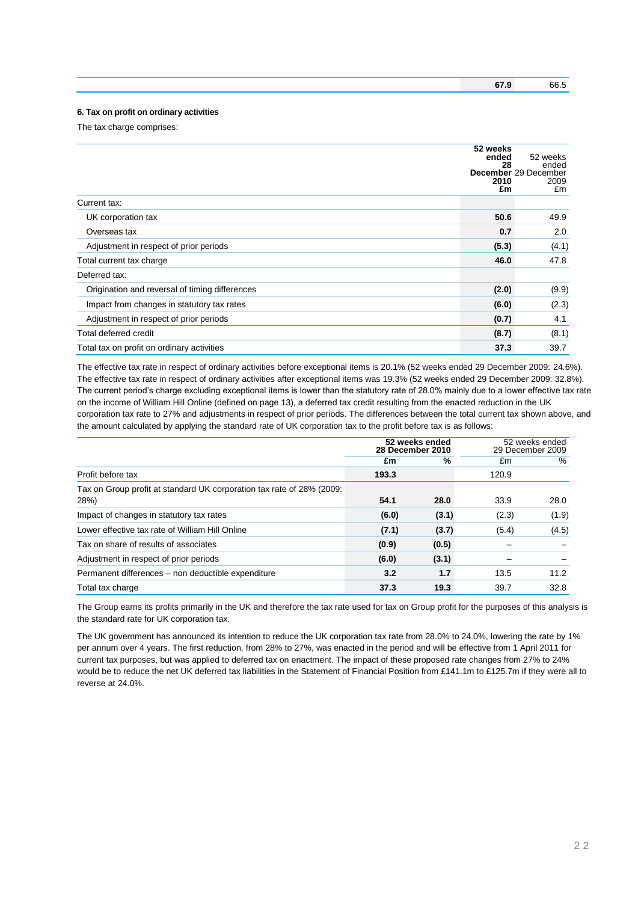| | 2010 | 2009 |
|---|---|---|
| | **67.9** | 66.5 |

#### 6. Tax on profit on ordinary activities

The tax charge comprises:

| | 52 weeks ended 28 December 2010 £m | 52 weeks ended 29 December 2009 £m |
|---|---|---|
| Current tax: | | |
| UK corporation tax | **50.6** | 49.9 |
| Overseas tax | **0.7** | 2.0 |
| Adjustment in respect of prior periods | **(5.3)** | (4.1) |
| Total current tax charge | **46.0** | 47.8 |
| Deferred tax: | | |
| Origination and reversal of timing differences | **(2.0)** | (9.9) |
| Impact from changes in statutory tax rates | **(6.0)** | (2.3) |
| Adjustment in respect of prior periods | **(0.7)** | 4.1 |
| Total deferred credit | **(8.7)** | (8.1) |
| Total tax on profit on ordinary activities | **37.3** | 39.7 |

The effective tax rate in respect of ordinary activities before exceptional items is 20.1% (52 weeks ended 29 December 2009: 24.6%). The effective tax rate in respect of ordinary activities after exceptional items was 19.3% (52 weeks ended 29 December 2009: 32.8%). The current period's charge excluding exceptional items is lower than the statutory rate of 28.0% mainly due to a lower effective tax rate on the income of William Hill Online (defined on page 13), a deferred tax credit resulting from the enacted reduction in the UK corporation tax rate to 27% and adjustments in respect of prior periods. The differences between the total current tax shown above, and the amount calculated by applying the standard rate of UK corporation tax to the profit before tax is as follows:

| | 52 weeks ended 28 December 2010 | | 52 weeks ended 29 December 2009 | |
|---|---|---|---|---|
| | £m | % | £m | % |
| Profit before tax | **193.3** | | 120.9 | |
| Tax on Group profit at standard UK corporation tax rate of 28% (2009: 28%) | **54.1** | **28.0** | 33.9 | 28.0 |
| Impact of changes in statutory tax rates | **(6.0)** | **(3.1)** | (2.3) | (1.9) |
| Lower effective tax rate of William Hill Online | **(7.1)** | **(3.7)** | (5.4) | (4.5) |
| Tax on share of results of associates | **(0.9)** | **(0.5)** | – | – |
| Adjustment in respect of prior periods | **(6.0)** | **(3.1)** | – | – |
| Permanent differences – non deductible expenditure | **3.2** | **1.7** | 13.5 | 11.2 |
| Total tax charge | **37.3** | **19.3** | 39.7 | 32.8 |

The Group earns its profits primarily in the UK and therefore the tax rate used for tax on Group profit for the purposes of this analysis is the standard rate for UK corporation tax.

The UK government has announced its intention to reduce the UK corporation tax rate from 28.0% to 24.0%, lowering the rate by 1% per annum over 4 years. The first reduction, from 28% to 27%, was enacted in the period and will be effective from 1 April 2011 for current tax purposes, but was applied to deferred tax on enactment. The impact of these proposed rate changes from 27% to 24% would be to reduce the net UK deferred tax liabilities in the Statement of Financial Position from £141.1m to £125.7m if they were all to reverse at 24.0%.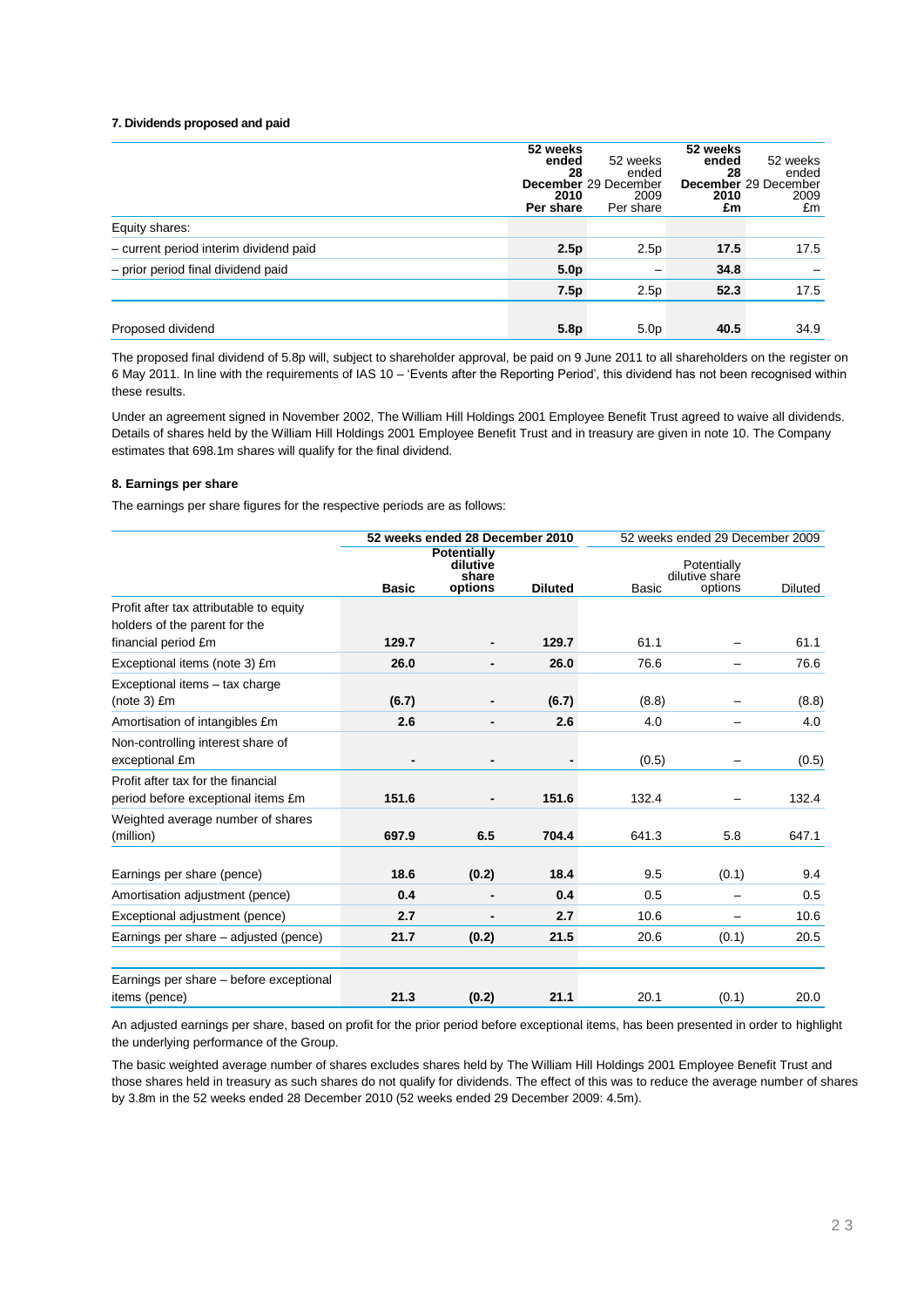### 7. Dividends proposed and paid

| | 52 weeks ended 28 December 2010 Per share | 52 weeks ended 29 December 2009 Per share | 52 weeks ended 28 December 2010 £m | 52 weeks ended 29 December 2009 £m |
|---|---|---|---|---|
| Equity shares: | | | | |
| – current period interim dividend paid | **2.5p** | 2.5p | **17.5** | 17.5 |
| – prior period final dividend paid | **5.0p** | – | **34.8** | – |
| | **7.5p** | 2.5p | **52.3** | 17.5 |
| Proposed dividend | **5.8p** | 5.0p | **40.5** | 34.9 |

The proposed final dividend of 5.8p will, subject to shareholder approval, be paid on 9 June 2011 to all shareholders on the register on 6 May 2011. In line with the requirements of IAS 10 – 'Events after the Reporting Period', this dividend has not been recognised within these results.

Under an agreement signed in November 2002, The William Hill Holdings 2001 Employee Benefit Trust agreed to waive all dividends. Details of shares held by the William Hill Holdings 2001 Employee Benefit Trust and in treasury are given in note 10. The Company estimates that 698.1m shares will qualify for the final dividend.

### 8. Earnings per share

The earnings per share figures for the respective periods are as follows:

| | **52 weeks ended 28 December 2010** | | | 52 weeks ended 29 December 2009 | | |
|---|---|---|---|---|---|---|
| | **Basic** | **Potentially dilutive share options** | **Diluted** | Basic | Potentially dilutive share options | Diluted |
| Profit after tax attributable to equity holders of the parent for the financial period £m | **129.7** | **-** | **129.7** | 61.1 | – | 61.1 |
| Exceptional items (note 3) £m | **26.0** | **-** | **26.0** | 76.6 | – | 76.6 |
| Exceptional items – tax charge (note 3) £m | **(6.7)** | **-** | **(6.7)** | (8.8) | – | (8.8) |
| Amortisation of intangibles £m | **2.6** | **-** | **2.6** | 4.0 | – | 4.0 |
| Non-controlling interest share of exceptional £m | **-** | **-** | **-** | (0.5) | – | (0.5) |
| Profit after tax for the financial period before exceptional items £m | **151.6** | **-** | **151.6** | 132.4 | – | 132.4 |
| Weighted average number of shares (million) | **697.9** | **6.5** | **704.4** | 641.3 | 5.8 | 647.1 |
| Earnings per share (pence) | **18.6** | **(0.2)** | **18.4** | 9.5 | (0.1) | 9.4 |
| Amortisation adjustment (pence) | **0.4** | **-** | **0.4** | 0.5 | – | 0.5 |
| Exceptional adjustment (pence) | **2.7** | **-** | **2.7** | 10.6 | – | 10.6 |
| Earnings per share – adjusted (pence) | **21.7** | **(0.2)** | **21.5** | 20.6 | (0.1) | 20.5 |
| Earnings per share – before exceptional items (pence) | **21.3** | **(0.2)** | **21.1** | 20.1 | (0.1) | 20.0 |

An adjusted earnings per share, based on profit for the prior period before exceptional items, has been presented in order to highlight the underlying performance of the Group.

The basic weighted average number of shares excludes shares held by The William Hill Holdings 2001 Employee Benefit Trust and those shares held in treasury as such shares do not qualify for dividends. The effect of this was to reduce the average number of shares by 3.8m in the 52 weeks ended 28 December 2010 (52 weeks ended 29 December 2009: 4.5m).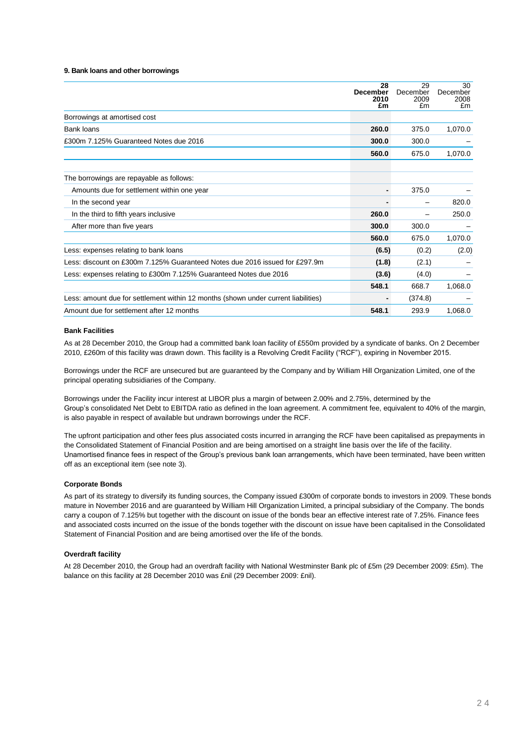**9. Bank loans and other borrowings**

| | 28 December 2010 £m | 29 December 2009 £m | 30 December 2008 £m |
|---|---|---|---|
| Borrowings at amortised cost | | | |
| Bank loans | **260.0** | 375.0 | 1,070.0 |
| £300m 7.125% Guaranteed Notes due 2016 | **300.0** | 300.0 | – |
| | **560.0** | 675.0 | 1,070.0 |
| | | | |
| The borrowings are repayable as follows: | | | |
| Amounts due for settlement within one year | **-** | 375.0 | – |
| In the second year | **-** | – | 820.0 |
| In the third to fifth years inclusive | **260.0** | – | 250.0 |
| After more than five years | **300.0** | 300.0 | – |
| | **560.0** | 675.0 | 1,070.0 |
| Less: expenses relating to bank loans | **(6.5)** | (0.2) | (2.0) |
| Less: discount on £300m 7.125% Guaranteed Notes due 2016 issued for £297.9m | **(1.8)** | (2.1) | – |
| Less: expenses relating to £300m 7.125% Guaranteed Notes due 2016 | **(3.6)** | (4.0) | – |
| | **548.1** | 668.7 | 1,068.0 |
| Less: amount due for settlement within 12 months (shown under current liabilities) | **-** | (374.8) | – |
| Amount due for settlement after 12 months | **548.1** | 293.9 | 1,068.0 |

**Bank Facilities**

As at 28 December 2010, the Group had a committed bank loan facility of £550m provided by a syndicate of banks. On 2 December 2010, £260m of this facility was drawn down. This facility is a Revolving Credit Facility ("RCF"), expiring in November 2015.

Borrowings under the RCF are unsecured but are guaranteed by the Company and by William Hill Organization Limited, one of the principal operating subsidiaries of the Company.

Borrowings under the Facility incur interest at LIBOR plus a margin of between 2.00% and 2.75%, determined by the Group's consolidated Net Debt to EBITDA ratio as defined in the loan agreement. A commitment fee, equivalent to 40% of the margin, is also payable in respect of available but undrawn borrowings under the RCF.

The upfront participation and other fees plus associated costs incurred in arranging the RCF have been capitalised as prepayments in the Consolidated Statement of Financial Position and are being amortised on a straight line basis over the life of the facility. Unamortised finance fees in respect of the Group's previous bank loan arrangements, which have been terminated, have been written off as an exceptional item (see note 3).

**Corporate Bonds**

As part of its strategy to diversify its funding sources, the Company issued £300m of corporate bonds to investors in 2009. These bonds mature in November 2016 and are guaranteed by William Hill Organization Limited, a principal subsidiary of the Company. The bonds carry a coupon of 7.125% but together with the discount on issue of the bonds bear an effective interest rate of 7.25%. Finance fees and associated costs incurred on the issue of the bonds together with the discount on issue have been capitalised in the Consolidated Statement of Financial Position and are being amortised over the life of the bonds.

**Overdraft facility**

At 28 December 2010, the Group had an overdraft facility with National Westminster Bank plc of £5m (29 December 2009: £5m). The balance on this facility at 28 December 2010 was £nil (29 December 2009: £nil).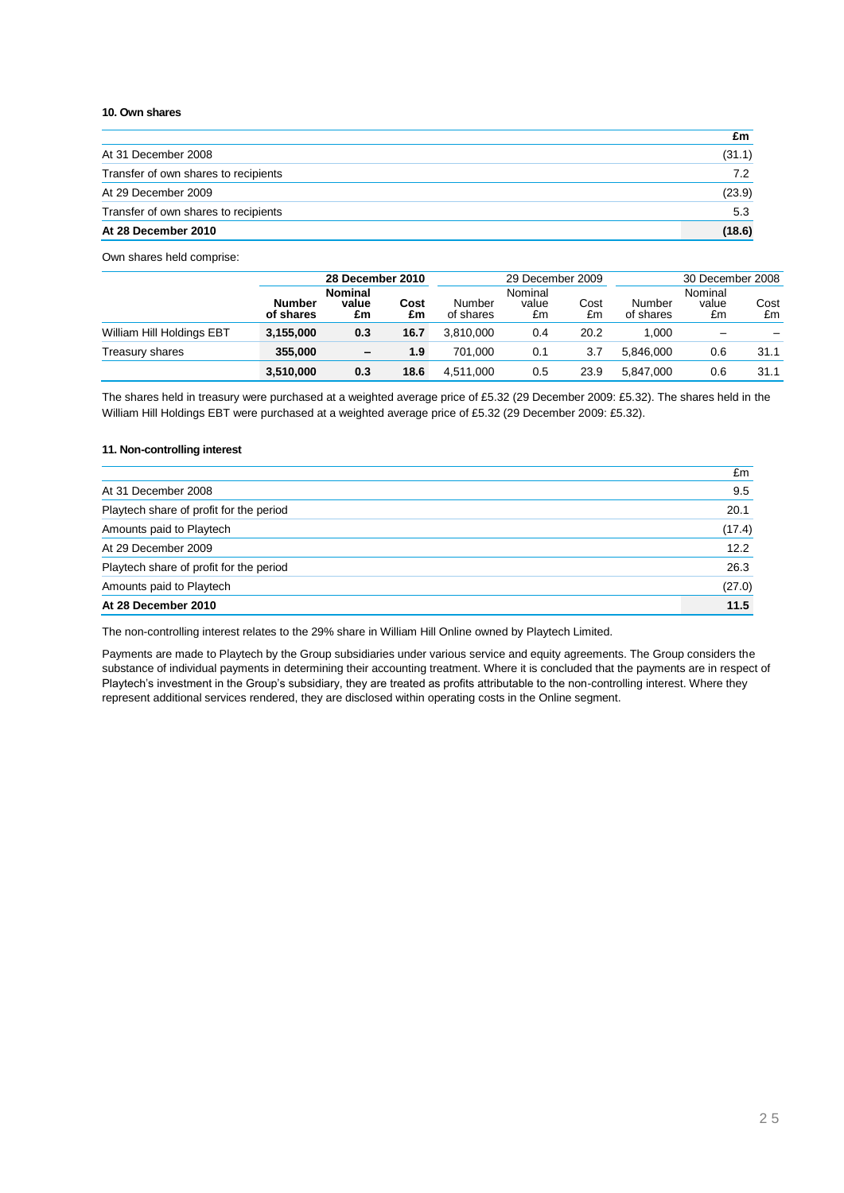**10. Own shares**

| | £m |
|---|---|
| At 31 December 2008 | (31.1) |
| Transfer of own shares to recipients | 7.2 |
| At 29 December 2009 | (23.9) |
| Transfer of own shares to recipients | 5.3 |
| **At 28 December 2010** | **(18.6)** |

Own shares held comprise:

| | **28 December 2010** | | | 29 December 2009 | | | 30 December 2008 | | |
|---|---|---|---|---|---|---|---|---|---|
| | **Number of shares** | **Nominal value £m** | **Cost £m** | Number of shares | Nominal value £m | Cost £m | Number of shares | Nominal value £m | Cost £m |
| William Hill Holdings EBT | **3,155,000** | **0.3** | **16.7** | 3,810,000 | 0.4 | 20.2 | 1,000 | – | – |
| Treasury shares | **355,000** | **–** | **1.9** | 701,000 | 0.1 | 3.7 | 5,846,000 | 0.6 | 31.1 |
| | **3,510,000** | **0.3** | **18.6** | 4,511,000 | 0.5 | 23.9 | 5,847,000 | 0.6 | 31.1 |

The shares held in treasury were purchased at a weighted average price of £5.32 (29 December 2009: £5.32). The shares held in the William Hill Holdings EBT were purchased at a weighted average price of £5.32 (29 December 2009: £5.32).

**11. Non-controlling interest**

| | £m |
|---|---|
| At 31 December 2008 | 9.5 |
| Playtech share of profit for the period | 20.1 |
| Amounts paid to Playtech | (17.4) |
| At 29 December 2009 | 12.2 |
| Playtech share of profit for the period | 26.3 |
| Amounts paid to Playtech | (27.0) |
| **At 28 December 2010** | **11.5** |

The non-controlling interest relates to the 29% share in William Hill Online owned by Playtech Limited.

Payments are made to Playtech by the Group subsidiaries under various service and equity agreements. The Group considers the substance of individual payments in determining their accounting treatment. Where it is concluded that the payments are in respect of Playtech's investment in the Group's subsidiary, they are treated as profits attributable to the non-controlling interest. Where they represent additional services rendered, they are disclosed within operating costs in the Online segment.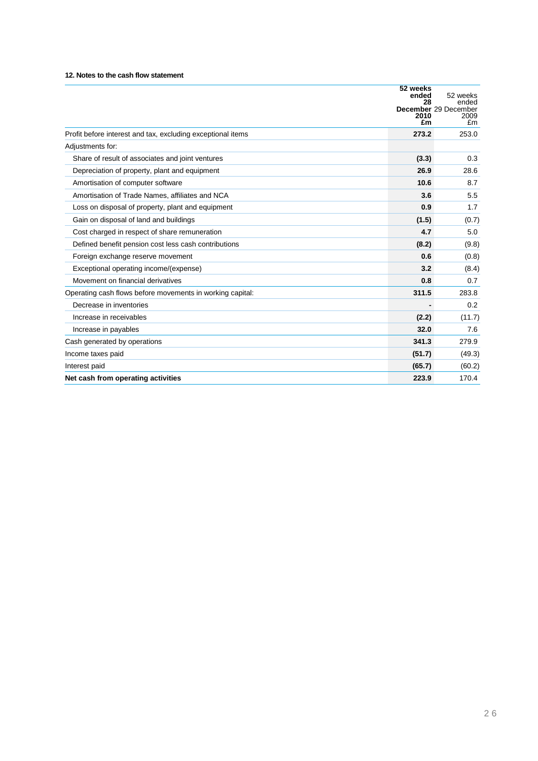### 12. Notes to the cash flow statement

| | **52 weeks ended 28 December 2010 £m** | 52 weeks ended 29 December 2009 £m |
|---|---|---|
| Profit before interest and tax, excluding exceptional items | **273.2** | 253.0 |
| Adjustments for: | | |
| Share of result of associates and joint ventures | **(3.3)** | 0.3 |
| Depreciation of property, plant and equipment | **26.9** | 28.6 |
| Amortisation of computer software | **10.6** | 8.7 |
| Amortisation of Trade Names, affiliates and NCA | **3.6** | 5.5 |
| Loss on disposal of property, plant and equipment | **0.9** | 1.7 |
| Gain on disposal of land and buildings | **(1.5)** | (0.7) |
| Cost charged in respect of share remuneration | **4.7** | 5.0 |
| Defined benefit pension cost less cash contributions | **(8.2)** | (9.8) |
| Foreign exchange reserve movement | **0.6** | (0.8) |
| Exceptional operating income/(expense) | **3.2** | (8.4) |
| Movement on financial derivatives | **0.8** | 0.7 |
| Operating cash flows before movements in working capital: | **311.5** | 283.8 |
| Decrease in inventories | **-** | 0.2 |
| Increase in receivables | **(2.2)** | (11.7) |
| Increase in payables | **32.0** | 7.6 |
| Cash generated by operations | **341.3** | 279.9 |
| Income taxes paid | **(51.7)** | (49.3) |
| Interest paid | **(65.7)** | (60.2) |
| **Net cash from operating activities** | **223.9** | 170.4 |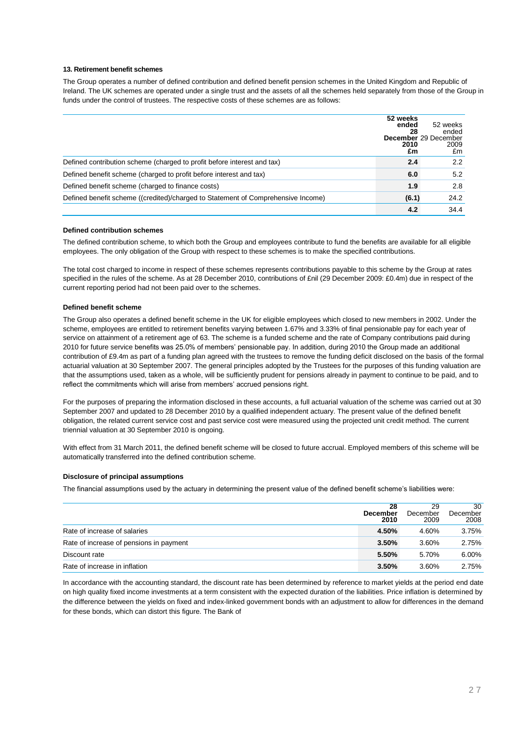**13. Retirement benefit schemes**

The Group operates a number of defined contribution and defined benefit pension schemes in the United Kingdom and Republic of Ireland. The UK schemes are operated under a single trust and the assets of all the schemes held separately from those of the Group in funds under the control of trustees. The respective costs of these schemes are as follows:

| | **52 weeks ended 28 December 2010 £m** | 52 weeks ended 29 December 2009 £m |
|---|---|---|
| Defined contribution scheme (charged to profit before interest and tax) | **2.4** | 2.2 |
| Defined benefit scheme (charged to profit before interest and tax) | **6.0** | 5.2 |
| Defined benefit scheme (charged to finance costs) | **1.9** | 2.8 |
| Defined benefit scheme ((credited)/charged to Statement of Comprehensive Income) | **(6.1)** | 24.2 |
| | **4.2** | 34.4 |

**Defined contribution schemes**

The defined contribution scheme, to which both the Group and employees contribute to fund the benefits are available for all eligible employees. The only obligation of the Group with respect to these schemes is to make the specified contributions.

The total cost charged to income in respect of these schemes represents contributions payable to this scheme by the Group at rates specified in the rules of the scheme. As at 28 December 2010, contributions of £nil (29 December 2009: £0.4m) due in respect of the current reporting period had not been paid over to the schemes.

**Defined benefit scheme**

The Group also operates a defined benefit scheme in the UK for eligible employees which closed to new members in 2002. Under the scheme, employees are entitled to retirement benefits varying between 1.67% and 3.33% of final pensionable pay for each year of service on attainment of a retirement age of 63. The scheme is a funded scheme and the rate of Company contributions paid during 2010 for future service benefits was 25.0% of members' pensionable pay. In addition, during 2010 the Group made an additional contribution of £9.4m as part of a funding plan agreed with the trustees to remove the funding deficit disclosed on the basis of the formal actuarial valuation at 30 September 2007. The general principles adopted by the Trustees for the purposes of this funding valuation are that the assumptions used, taken as a whole, will be sufficiently prudent for pensions already in payment to continue to be paid, and to reflect the commitments which will arise from members' accrued pensions right.

For the purposes of preparing the information disclosed in these accounts, a full actuarial valuation of the scheme was carried out at 30 September 2007 and updated to 28 December 2010 by a qualified independent actuary. The present value of the defined benefit obligation, the related current service cost and past service cost were measured using the projected unit credit method. The current triennial valuation at 30 September 2010 is ongoing.

With effect from 31 March 2011, the defined benefit scheme will be closed to future accrual. Employed members of this scheme will be automatically transferred into the defined contribution scheme.

**Disclosure of principal assumptions**

The financial assumptions used by the actuary in determining the present value of the defined benefit scheme's liabilities were:

| | **28 December 2010** | 29 December 2009 | 30 December 2008 |
|---|---|---|---|
| Rate of increase of salaries | **4.50%** | 4.60% | 3.75% |
| Rate of increase of pensions in payment | **3.50%** | 3.60% | 2.75% |
| Discount rate | **5.50%** | 5.70% | 6.00% |
| Rate of increase in inflation | **3.50%** | 3.60% | 2.75% |

In accordance with the accounting standard, the discount rate has been determined by reference to market yields at the period end date on high quality fixed income investments at a term consistent with the expected duration of the liabilities. Price inflation is determined by the difference between the yields on fixed and index-linked government bonds with an adjustment to allow for differences in the demand for these bonds, which can distort this figure. The Bank of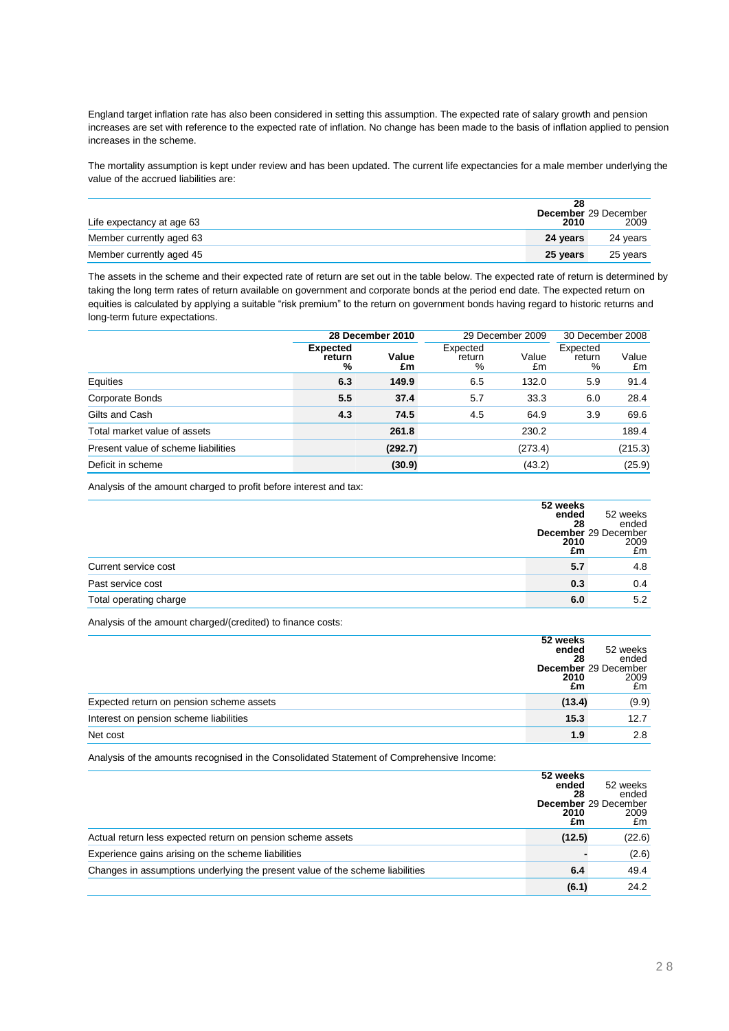England target inflation rate has also been considered in setting this assumption. The expected rate of salary growth and pension increases are set with reference to the expected rate of inflation. No change has been made to the basis of inflation applied to pension increases in the scheme.

The mortality assumption is kept under review and has been updated. The current life expectancies for a male member underlying the value of the accrued liabilities are:

| Life expectancy at age 63 | **28 December 2010** | 29 December 2009 |
|---|---|---|
| Member currently aged 63 | **24 years** | 24 years |
| Member currently aged 45 | **25 years** | 25 years |

The assets in the scheme and their expected rate of return are set out in the table below. The expected rate of return is determined by taking the long term rates of return available on government and corporate bonds at the period end date. The expected return on equities is calculated by applying a suitable "risk premium" to the return on government bonds having regard to historic returns and long-term future expectations.

| | **28 December 2010** | | 29 December 2009 | | 30 December 2008 | |
|---|---|---|---|---|---|---|
| | **Expected return %** | **Value £m** | Expected return % | Value £m | Expected return % | Value £m |
| Equities | **6.3** | **149.9** | 6.5 | 132.0 | 5.9 | 91.4 |
| Corporate Bonds | **5.5** | **37.4** | 5.7 | 33.3 | 6.0 | 28.4 |
| Gilts and Cash | **4.3** | **74.5** | 4.5 | 64.9 | 3.9 | 69.6 |
| Total market value of assets | | **261.8** | | 230.2 | | 189.4 |
| Present value of scheme liabilities | | **(292.7)** | | (273.4) | | (215.3) |
| Deficit in scheme | | **(30.9)** | | (43.2) | | (25.9) |

Analysis of the amount charged to profit before interest and tax:

| | **52 weeks ended 28 December 2010 £m** | 52 weeks ended 29 December 2009 £m |
|---|---|---|
| Current service cost | **5.7** | 4.8 |
| Past service cost | **0.3** | 0.4 |
| Total operating charge | **6.0** | 5.2 |

Analysis of the amount charged/(credited) to finance costs:

| | **52 weeks ended 28 December 2010 £m** | 52 weeks ended 29 December 2009 £m |
|---|---|---|
| Expected return on pension scheme assets | **(13.4)** | (9.9) |
| Interest on pension scheme liabilities | **15.3** | 12.7 |
| Net cost | **1.9** | 2.8 |

Analysis of the amounts recognised in the Consolidated Statement of Comprehensive Income:

| | **52 weeks ended 28 December 2010 £m** | 52 weeks ended 29 December 2009 £m |
|---|---|---|
| Actual return less expected return on pension scheme assets | **(12.5)** | (22.6) |
| Experience gains arising on the scheme liabilities | **-** | (2.6) |
| Changes in assumptions underlying the present value of the scheme liabilities | **6.4** | 49.4 |
| | **(6.1)** | 24.2 |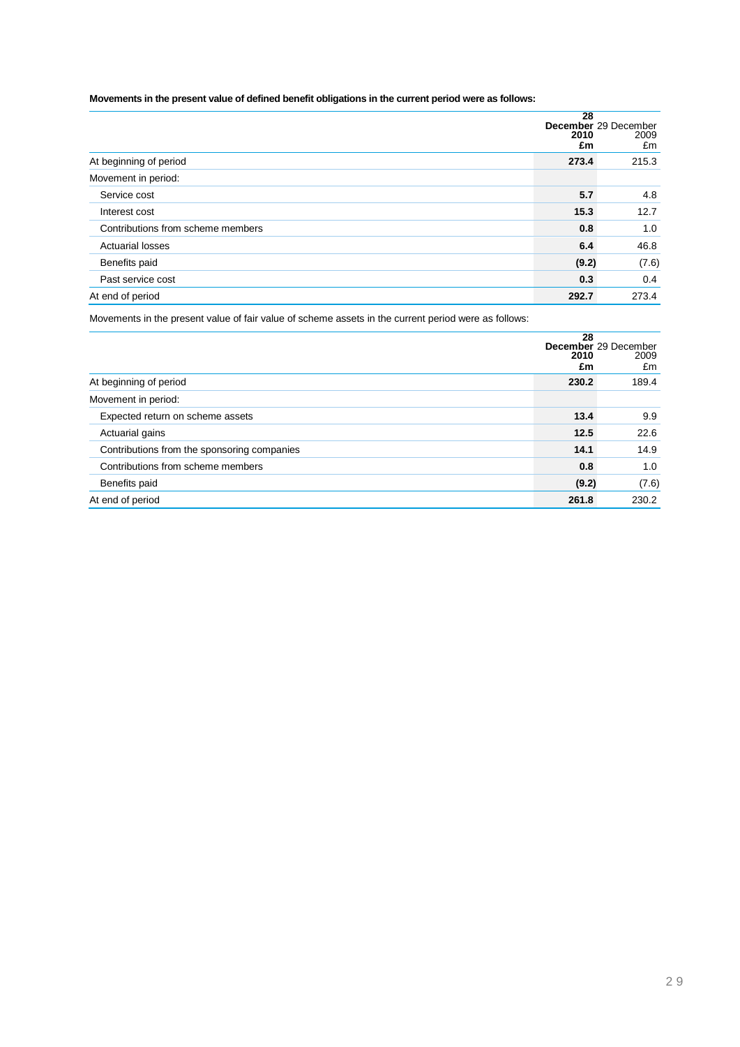**Movements in the present value of defined benefit obligations in the current period were as follows:**

| | 28 December 2010 £m | 29 December 2009 £m |
|---|---|---|
| At beginning of period | **273.4** | 215.3 |
| Movement in period: | | |
| Service cost | **5.7** | 4.8 |
| Interest cost | **15.3** | 12.7 |
| Contributions from scheme members | **0.8** | 1.0 |
| Actuarial losses | **6.4** | 46.8 |
| Benefits paid | **(9.2)** | (7.6) |
| Past service cost | **0.3** | 0.4 |
| At end of period | **292.7** | 273.4 |

Movements in the present value of fair value of scheme assets in the current period were as follows:

| | 28 December 2010 £m | 29 December 2009 £m |
|---|---|---|
| At beginning of period | **230.2** | 189.4 |
| Movement in period: | | |
| Expected return on scheme assets | **13.4** | 9.9 |
| Actuarial gains | **12.5** | 22.6 |
| Contributions from the sponsoring companies | **14.1** | 14.9 |
| Contributions from scheme members | **0.8** | 1.0 |
| Benefits paid | **(9.2)** | (7.6) |
| At end of period | **261.8** | 230.2 |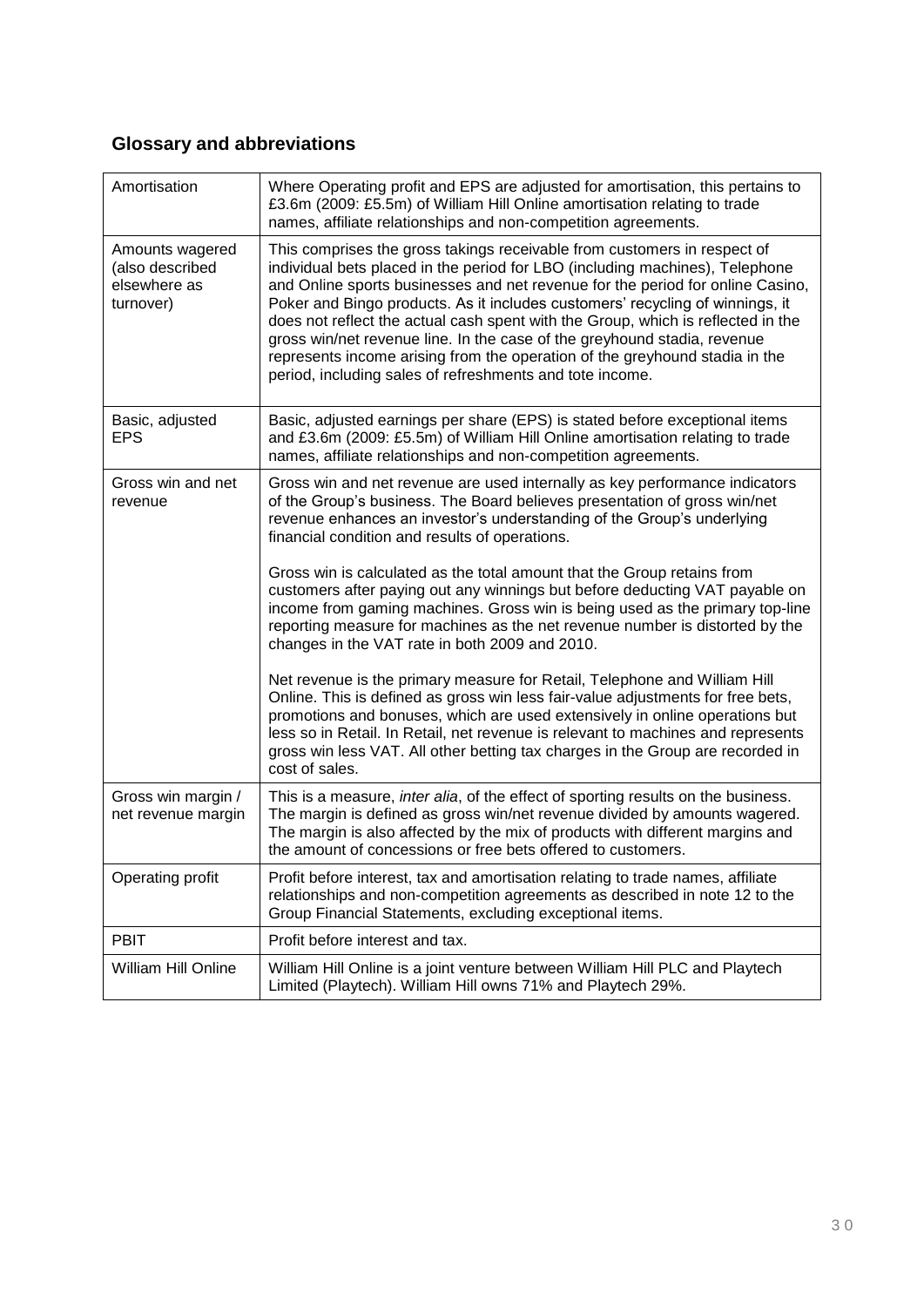## Glossary and abbreviations

| | |
|---|---|
| Amortisation | Where Operating profit and EPS are adjusted for amortisation, this pertains to £3.6m (2009: £5.5m) of William Hill Online amortisation relating to trade names, affiliate relationships and non-competition agreements. |
| Amounts wagered (also described elsewhere as turnover) | This comprises the gross takings receivable from customers in respect of individual bets placed in the period for LBO (including machines), Telephone and Online sports businesses and net revenue for the period for online Casino, Poker and Bingo products. As it includes customers' recycling of winnings, it does not reflect the actual cash spent with the Group, which is reflected in the gross win/net revenue line. In the case of the greyhound stadia, revenue represents income arising from the operation of the greyhound stadia in the period, including sales of refreshments and tote income. |
| Basic, adjusted EPS | Basic, adjusted earnings per share (EPS) is stated before exceptional items and £3.6m (2009: £5.5m) of William Hill Online amortisation relating to trade names, affiliate relationships and non-competition agreements. |
| Gross win and net revenue | Gross win and net revenue are used internally as key performance indicators of the Group's business. The Board believes presentation of gross win/net revenue enhances an investor's understanding of the Group's underlying financial condition and results of operations.<br><br>Gross win is calculated as the total amount that the Group retains from customers after paying out any winnings but before deducting VAT payable on income from gaming machines. Gross win is being used as the primary top-line reporting measure for machines as the net revenue number is distorted by the changes in the VAT rate in both 2009 and 2010.<br><br>Net revenue is the primary measure for Retail, Telephone and William Hill Online. This is defined as gross win less fair-value adjustments for free bets, promotions and bonuses, which are used extensively in online operations but less so in Retail. In Retail, net revenue is relevant to machines and represents gross win less VAT. All other betting tax charges in the Group are recorded in cost of sales. |
| Gross win margin / net revenue margin | This is a measure, *inter alia*, of the effect of sporting results on the business. The margin is defined as gross win/net revenue divided by amounts wagered. The margin is also affected by the mix of products with different margins and the amount of concessions or free bets offered to customers. |
| Operating profit | Profit before interest, tax and amortisation relating to trade names, affiliate relationships and non-competition agreements as described in note 12 to the Group Financial Statements, excluding exceptional items. |
| PBIT | Profit before interest and tax. |
| William Hill Online | William Hill Online is a joint venture between William Hill PLC and Playtech Limited (Playtech). William Hill owns 71% and Playtech 29%. |